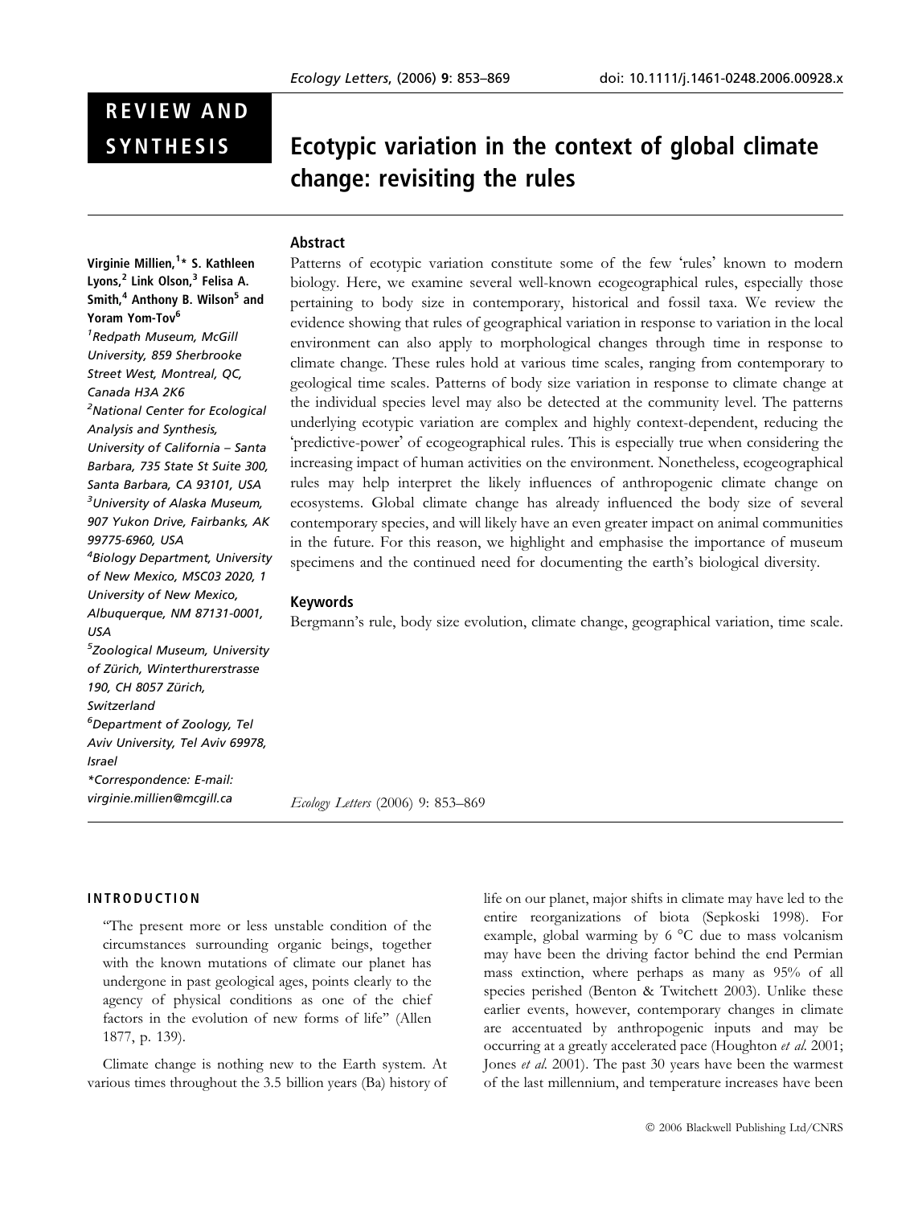REVIEW AND SYNTHESIS

# Ecotypic variation in the context of global climate change: revisiting the rules

Virginie Millien,[1]* S. Kathleen Lyons,[2] Link Olson,[3] Felisa A. Smith,[4] Anthony B. Wilson[5] and Yoram Yom-Tov[6]

[1]Redpath Museum, McGill University, 859 Sherbrooke Street West, Montreal, QC, Canada H3A 2K6

[2]National Center for Ecological Analysis and Synthesis, University of California – Santa Barbara, 735 State St Suite 300, Santa Barbara, CA 93101, USA

[3]University of Alaska Museum, 907 Yukon Drive, Fairbanks, AK 99775-6960, USA

[4]Biology Department, University of New Mexico, MSC03 2020, 1 University of New Mexico, Albuquerque, NM 87131-0001, USA

[5]Zoological Museum, University of Zürich, Winterthurerstrasse 190, CH 8057 Zürich, Switzerland

[6]Department of Zoology, Tel Aviv University, Tel Aviv 69978, Israel

*Correspondence: E-mail: virginie.millien@mcgill.ca

## Abstract

Patterns of ecotypic variation constitute some of the few 'rules' known to modern biology. Here, we examine several well-known ecogeographical rules, especially those pertaining to body size in contemporary, historical and fossil taxa. We review the evidence showing that rules of geographical variation in response to variation in the local environment can also apply to morphological changes through time in response to climate change. These rules hold at various time scales, ranging from contemporary to geological time scales. Patterns of body size variation in response to climate change at the individual species level may also be detected at the community level. The patterns underlying ecotypic variation are complex and highly context-dependent, reducing the 'predictive-power' of ecogeographical rules. This is especially true when considering the increasing impact of human activities on the environment. Nonetheless, ecogeographical rules may help interpret the likely influences of anthropogenic climate change on ecosystems. Global climate change has already influenced the body size of several contemporary species, and will likely have an even greater impact on animal communities in the future. For this reason, we highlight and emphasise the importance of museum specimens and the continued need for documenting the earth's biological diversity.

## Keywords

Bergmann's rule, body size evolution, climate change, geographical variation, time scale.

*Ecology Letters* (2006) 9: 853–869

## INTRODUCTION

"The present more or less unstable condition of the circumstances surrounding organic beings, together with the known mutations of climate our planet has undergone in past geological ages, points clearly to the agency of physical conditions as one of the chief factors in the evolution of new forms of life" (Allen 1877, p. 139).

Climate change is nothing new to the Earth system. At various times throughout the 3.5 billion years (Ba) history of life on our planet, major shifts in climate may have led to the entire reorganizations of biota (Sepkoski 1998). For example, global warming by 6 °C due to mass volcanism may have been the driving factor behind the end Permian mass extinction, where perhaps as many as 95% of all species perished (Benton & Twitchett 2003). Unlike these earlier events, however, contemporary changes in climate are accentuated by anthropogenic inputs and may be occurring at a greatly accelerated pace (Houghton *et al*. 2001; Jones *et al*. 2001). The past 30 years have been the warmest of the last millennium, and temperature increases have been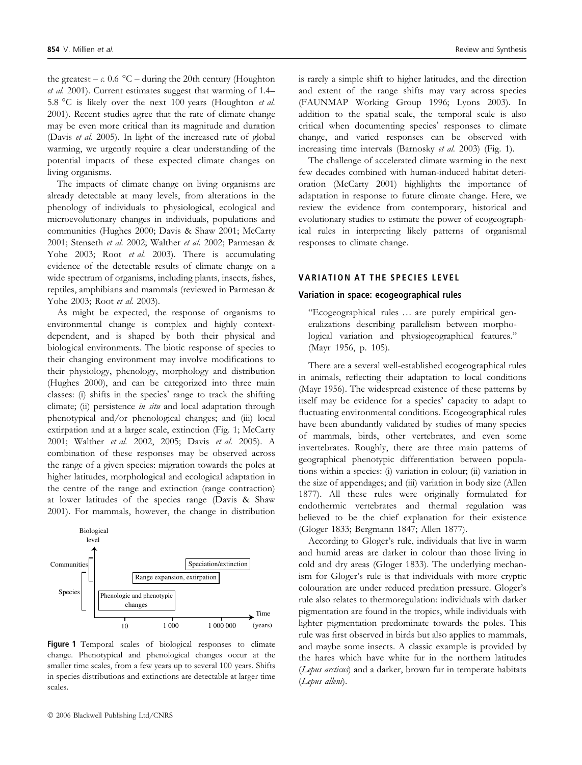the greatest – *c.* 0.6 °C – during the 20th century (Houghton *et al.* 2001). Current estimates suggest that warming of 1.4–5.8 °C is likely over the next 100 years (Houghton *et al.* 2001). Recent studies agree that the rate of climate change may be even more critical than its magnitude and duration (Davis *et al.* 2005). In light of the increased rate of global warming, we urgently require a clear understanding of the potential impacts of these expected climate changes on living organisms.

The impacts of climate change on living organisms are already detectable at many levels, from alterations in the phenology of individuals to physiological, ecological and microevolutionary changes in individuals, populations and communities (Hughes 2000; Davis & Shaw 2001; McCarty 2001; Stenseth *et al.* 2002; Walther *et al.* 2002; Parmesan & Yohe 2003; Root *et al.* 2003). There is accumulating evidence of the detectable results of climate change on a wide spectrum of organisms, including plants, insects, fishes, reptiles, amphibians and mammals (reviewed in Parmesan & Yohe 2003; Root *et al.* 2003).

As might be expected, the response of organisms to environmental change is complex and highly context-dependent, and is shaped by both their physical and biological environments. The biotic response of species to their changing environment may involve modifications to their physiology, phenology, morphology and distribution (Hughes 2000), and can be categorized into three main classes: (i) shifts in the species' range to track the shifting climate; (ii) persistence *in situ* and local adaptation through phenotypical and/or phenological changes; and (iii) local extirpation and at a larger scale, extinction (Fig. 1; McCarty 2001; Walther *et al.* 2002, 2005; Davis *et al.* 2005). A combination of these responses may be observed across the range of a given species: migration towards the poles at higher latitudes, morphological and ecological adaptation in the centre of the range and extinction (range contraction) at lower latitudes of the species range (Davis & Shaw 2001). For mammals, however, the change in distribution is rarely a simple shift to higher latitudes, and the direction and extent of the range shifts may vary across species (FAUNMAP Working Group 1996; Lyons 2003). In addition to the spatial scale, the temporal scale is also critical when documenting species' responses to climate change, and varied responses can be observed with increasing time intervals (Barnosky *et al.* 2003) (Fig. 1).

Biological level
Communities
Species
Speciation/extinction
Range expansion, extirpation
Phenologic and phenotypic changes
Time (years)
10
1 000
1 000 000

**Figure 1** Temporal scales of biological responses to climate change. Phenotypical and phenological changes occur at the smaller time scales, from a few years up to several 100 years. Shifts in species distributions and extinctions are detectable at larger time scales.

The challenge of accelerated climate warming in the next few decades combined with human-induced habitat deterioration (McCarty 2001) highlights the importance of adaptation in response to future climate change. Here, we review the evidence from contemporary, historical and evolutionary studies to estimate the power of ecogeographical rules in interpreting likely patterns of organismal responses to climate change.

## VARIATION AT THE SPECIES LEVEL

### Variation in space: ecogeographical rules

> "Ecogeographical rules … are purely empirical generalizations describing parallelism between morphological variation and physiogeographical features." (Mayr 1956, p. 105).

There are a several well-established ecogeographical rules in animals, reflecting their adaptation to local conditions (Mayr 1956). The widespread existence of these patterns by itself may be evidence for a species' capacity to adapt to fluctuating environmental conditions. Ecogeographical rules have been abundantly validated by studies of many species of mammals, birds, other vertebrates, and even some invertebrates. Roughly, there are three main patterns of geographical phenotypic differentiation between populations within a species: (i) variation in colour; (ii) variation in the size of appendages; and (iii) variation in body size (Allen 1877). All these rules were originally formulated for endothermic vertebrates and thermal regulation was believed to be the chief explanation for their existence (Gloger 1833; Bergmann 1847; Allen 1877).

According to Gloger's rule, individuals that live in warm and humid areas are darker in colour than those living in cold and dry areas (Gloger 1833). The underlying mechanism for Gloger's rule is that individuals with more cryptic colouration are under reduced predation pressure. Gloger's rule also relates to thermoregulation: individuals with darker pigmentation are found in the tropics, while individuals with lighter pigmentation predominate towards the poles. This rule was first observed in birds but also applies to mammals, and maybe some insects. A classic example is provided by the hares which have white fur in the northern latitudes (*Lepus arcticus*) and a darker, brown fur in temperate habitats (*Lepus alleni*).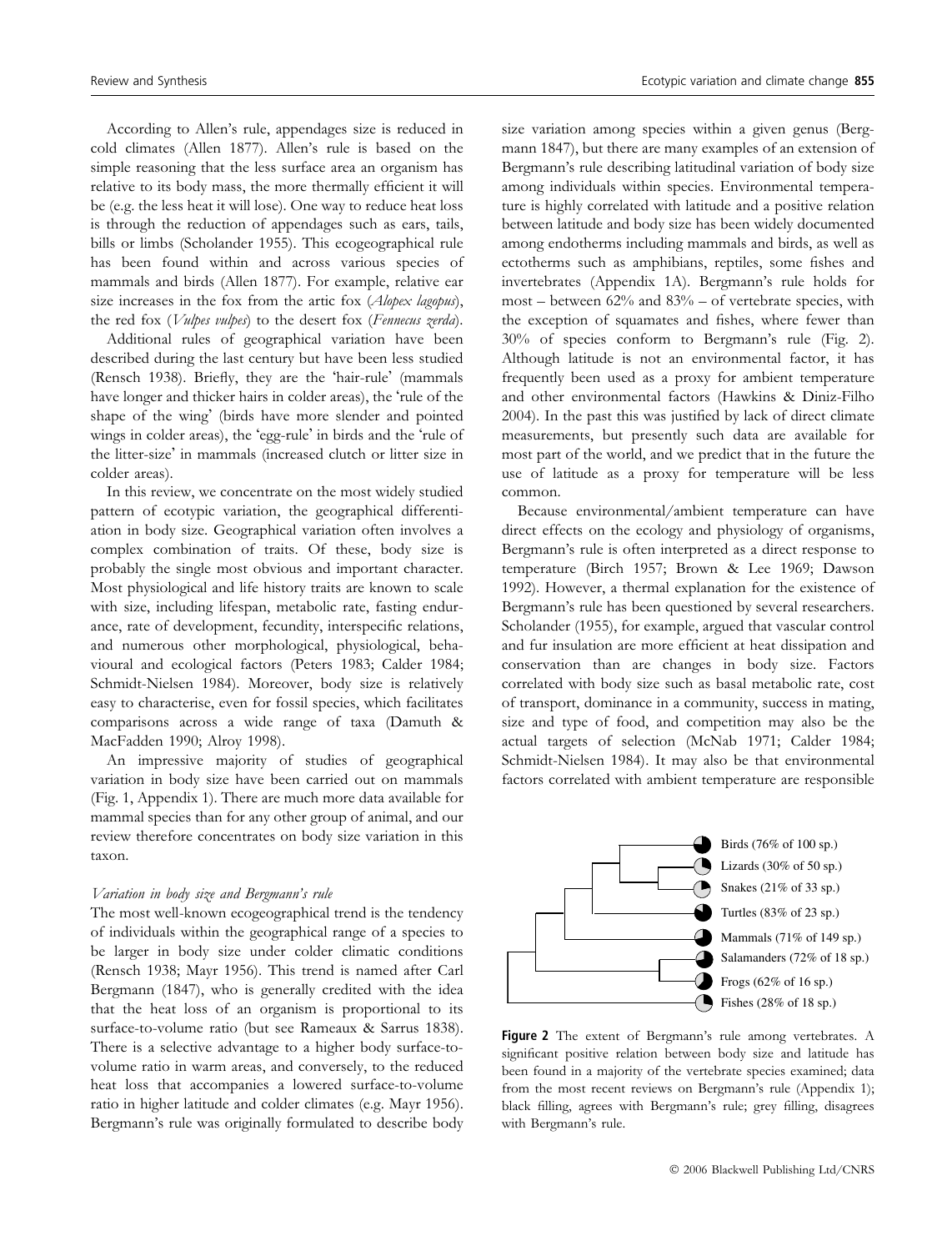According to Allen's rule, appendages size is reduced in cold climates (Allen 1877). Allen's rule is based on the simple reasoning that the less surface area an organism has relative to its body mass, the more thermally efficient it will be (e.g. the less heat it will lose). One way to reduce heat loss is through the reduction of appendages such as ears, tails, bills or limbs (Scholander 1955). This ecogeographical rule has been found within and across various species of mammals and birds (Allen 1877). For example, relative ear size increases in the fox from the artic fox (*Alopex lagopus*), the red fox (*Vulpes vulpes*) to the desert fox (*Fennecus zerda*).

Additional rules of geographical variation have been described during the last century but have been less studied (Rensch 1938). Briefly, they are the 'hair-rule' (mammals have longer and thicker hairs in colder areas), the 'rule of the shape of the wing' (birds have more slender and pointed wings in colder areas), the 'egg-rule' in birds and the 'rule of the litter-size' in mammals (increased clutch or litter size in colder areas).

In this review, we concentrate on the most widely studied pattern of ecotypic variation, the geographical differentiation in body size. Geographical variation often involves a complex combination of traits. Of these, body size is probably the single most obvious and important character. Most physiological and life history traits are known to scale with size, including lifespan, metabolic rate, fasting endurance, rate of development, fecundity, interspecific relations, and numerous other morphological, physiological, behavioural and ecological factors (Peters 1983; Calder 1984; Schmidt-Nielsen 1984). Moreover, body size is relatively easy to characterise, even for fossil species, which facilitates comparisons across a wide range of taxa (Damuth & MacFadden 1990; Alroy 1998).

An impressive majority of studies of geographical variation in body size have been carried out on mammals (Fig. 1, Appendix 1). There are much more data available for mammal species than for any other group of animal, and our review therefore concentrates on body size variation in this taxon.

### *Variation in body size and Bergmann's rule*

The most well-known ecogeographical trend is the tendency of individuals within the geographical range of a species to be larger in body size under colder climatic conditions (Rensch 1938; Mayr 1956). This trend is named after Carl Bergmann (1847), who is generally credited with the idea that the heat loss of an organism is proportional to its surface-to-volume ratio (but see Rameaux & Sarrus 1838). There is a selective advantage to a higher body surface-to-volume ratio in warm areas, and conversely, to the reduced heat loss that accompanies a lowered surface-to-volume ratio in higher latitude and colder climates (e.g. Mayr 1956). Bergmann's rule was originally formulated to describe body size variation among species within a given genus (Bergmann 1847), but there are many examples of an extension of Bergmann's rule describing latitudinal variation of body size among individuals within species. Environmental temperature is highly correlated with latitude and a positive relation between latitude and body size has been widely documented among endotherms including mammals and birds, as well as ectotherms such as amphibians, reptiles, some fishes and invertebrates (Appendix 1A). Bergmann's rule holds for most – between 62% and 83% – of vertebrate species, with the exception of squamates and fishes, where fewer than 30% of species conform to Bergmann's rule (Fig. 2). Although latitude is not an environmental factor, it has frequently been used as a proxy for ambient temperature and other environmental factors (Hawkins & Diniz-Filho 2004). In the past this was justified by lack of direct climate measurements, but presently such data are available for most part of the world, and we predict that in the future the use of latitude as a proxy for temperature will be less common.

Because environmental/ambient temperature can have direct effects on the ecology and physiology of organisms, Bergmann's rule is often interpreted as a direct response to temperature (Birch 1957; Brown & Lee 1969; Dawson 1992). However, a thermal explanation for the existence of Bergmann's rule has been questioned by several researchers. Scholander (1955), for example, argued that vascular control and fur insulation are more efficient at heat dissipation and conservation than are changes in body size. Factors correlated with body size such as basal metabolic rate, cost of transport, dominance in a community, success in mating, size and type of food, and competition may also be the actual targets of selection (McNab 1971; Calder 1984; Schmidt-Nielsen 1984). It may also be that environmental factors correlated with ambient temperature are responsible

Birds (76% of 100 sp.)
Lizards (30% of 50 sp.)
Snakes (21% of 33 sp.)
Turtles (83% of 23 sp.)
Mammals (71% of 149 sp.)
Salamanders (72% of 18 sp.)
Frogs (62% of 16 sp.)
Fishes (28% of 18 sp.)

**Figure 2** The extent of Bergmann's rule among vertebrates. A significant positive relation between body size and latitude has been found in a majority of the vertebrate species examined; data from the most recent reviews on Bergmann's rule (Appendix 1); black filling, agrees with Bergmann's rule; grey filling, disagrees with Bergmann's rule.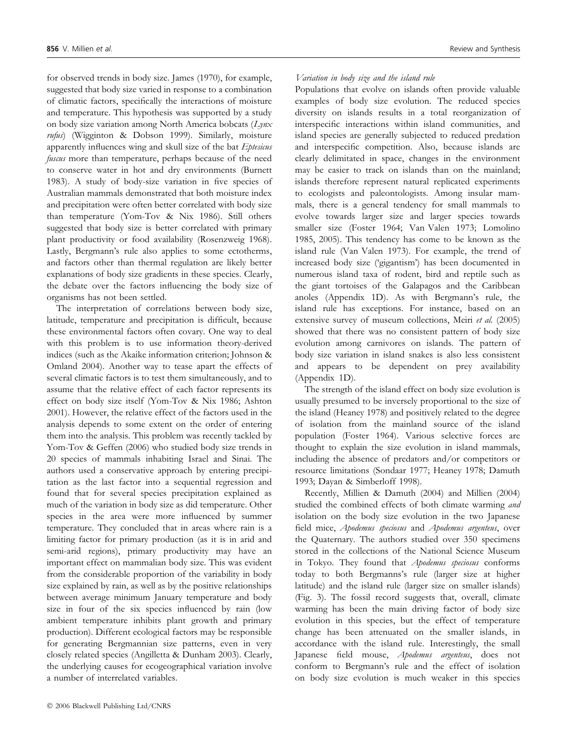for observed trends in body size. James (1970), for example, suggested that body size varied in response to a combination of climatic factors, specifically the interactions of moisture and temperature. This hypothesis was supported by a study on body size variation among North America bobcats (*Lynx rufus*) (Wigginton & Dobson 1999). Similarly, moisture apparently influences wing and skull size of the bat *Eptesicus fuscus* more than temperature, perhaps because of the need to conserve water in hot and dry environments (Burnett 1983). A study of body-size variation in five species of Australian mammals demonstrated that both moisture index and precipitation were often better correlated with body size than temperature (Yom-Tov & Nix 1986). Still others suggested that body size is better correlated with primary plant productivity or food availability (Rosenzweig 1968). Lastly, Bergmann's rule also applies to some ectotherms, and factors other than thermal regulation are likely better explanations of body size gradients in these species. Clearly, the debate over the factors influencing the body size of organisms has not been settled.

The interpretation of correlations between body size, latitude, temperature and precipitation is difficult, because these environmental factors often covary. One way to deal with this problem is to use information theory-derived indices (such as the Akaike information criterion; Johnson & Omland 2004). Another way to tease apart the effects of several climatic factors is to test them simultaneously, and to assume that the relative effect of each factor represents its effect on body size itself (Yom-Tov & Nix 1986; Ashton 2001). However, the relative effect of the factors used in the analysis depends to some extent on the order of entering them into the analysis. This problem was recently tackled by Yom-Tov & Geffen (2006) who studied body size trends in 20 species of mammals inhabiting Israel and Sinai. The authors used a conservative approach by entering precipitation as the last factor into a sequential regression and found that for several species precipitation explained as much of the variation in body size as did temperature. Other species in the area were more influenced by summer temperature. They concluded that in areas where rain is a limiting factor for primary production (as it is in arid and semi-arid regions), primary productivity may have an important effect on mammalian body size. This was evident from the considerable proportion of the variability in body size explained by rain, as well as by the positive relationships between average minimum January temperature and body size in four of the six species influenced by rain (low ambient temperature inhibits plant growth and primary production). Different ecological factors may be responsible for generating Bergmannian size patterns, even in very closely related species (Angilletta & Dunham 2003). Clearly, the underlying causes for ecogeographical variation involve a number of interrelated variables.

### *Variation in body size and the island rule*

Populations that evolve on islands often provide valuable examples of body size evolution. The reduced species diversity on islands results in a total reorganization of interspecific interactions within island communities, and island species are generally subjected to reduced predation and interspecific competition. Also, because islands are clearly delimitated in space, changes in the environment may be easier to track on islands than on the mainland; islands therefore represent natural replicated experiments to ecologists and paleontologists. Among insular mammals, there is a general tendency for small mammals to evolve towards larger size and larger species towards smaller size (Foster 1964; Van Valen 1973; Lomolino 1985, 2005). This tendency has come to be known as the island rule (Van Valen 1973). For example, the trend of increased body size ('gigantism') has been documented in numerous island taxa of rodent, bird and reptile such as the giant tortoises of the Galapagos and the Caribbean anoles (Appendix 1D). As with Bergmann's rule, the island rule has exceptions. For instance, based on an extensive survey of museum collections, Meiri *et al.* (2005) showed that there was no consistent pattern of body size evolution among carnivores on islands. The pattern of body size variation in island snakes is also less consistent and appears to be dependent on prey availability (Appendix 1D).

The strength of the island effect on body size evolution is usually presumed to be inversely proportional to the size of the island (Heaney 1978) and positively related to the degree of isolation from the mainland source of the island population (Foster 1964). Various selective forces are thought to explain the size evolution in island mammals, including the absence of predators and/or competitors or resource limitations (Sondaar 1977; Heaney 1978; Damuth 1993; Dayan & Simberloff 1998).

Recently, Millien & Damuth (2004) and Millien (2004) studied the combined effects of both climate warming *and* isolation on the body size evolution in the two Japanese field mice, *Apodemus speciosus* and *Apodemus argenteus*, over the Quaternary. The authors studied over 350 specimens stored in the collections of the National Science Museum in Tokyo. They found that *Apodemus speciosus* conforms today to both Bergmanns's rule (larger size at higher latitude) and the island rule (larger size on smaller islands) (Fig. 3). The fossil record suggests that, overall, climate warming has been the main driving factor of body size evolution in this species, but the effect of temperature change has been attenuated on the smaller islands, in accordance with the island rule. Interestingly, the small Japanese field mouse, *Apodemus argenteus*, does not conform to Bergmann's rule and the effect of isolation on body size evolution is much weaker in this species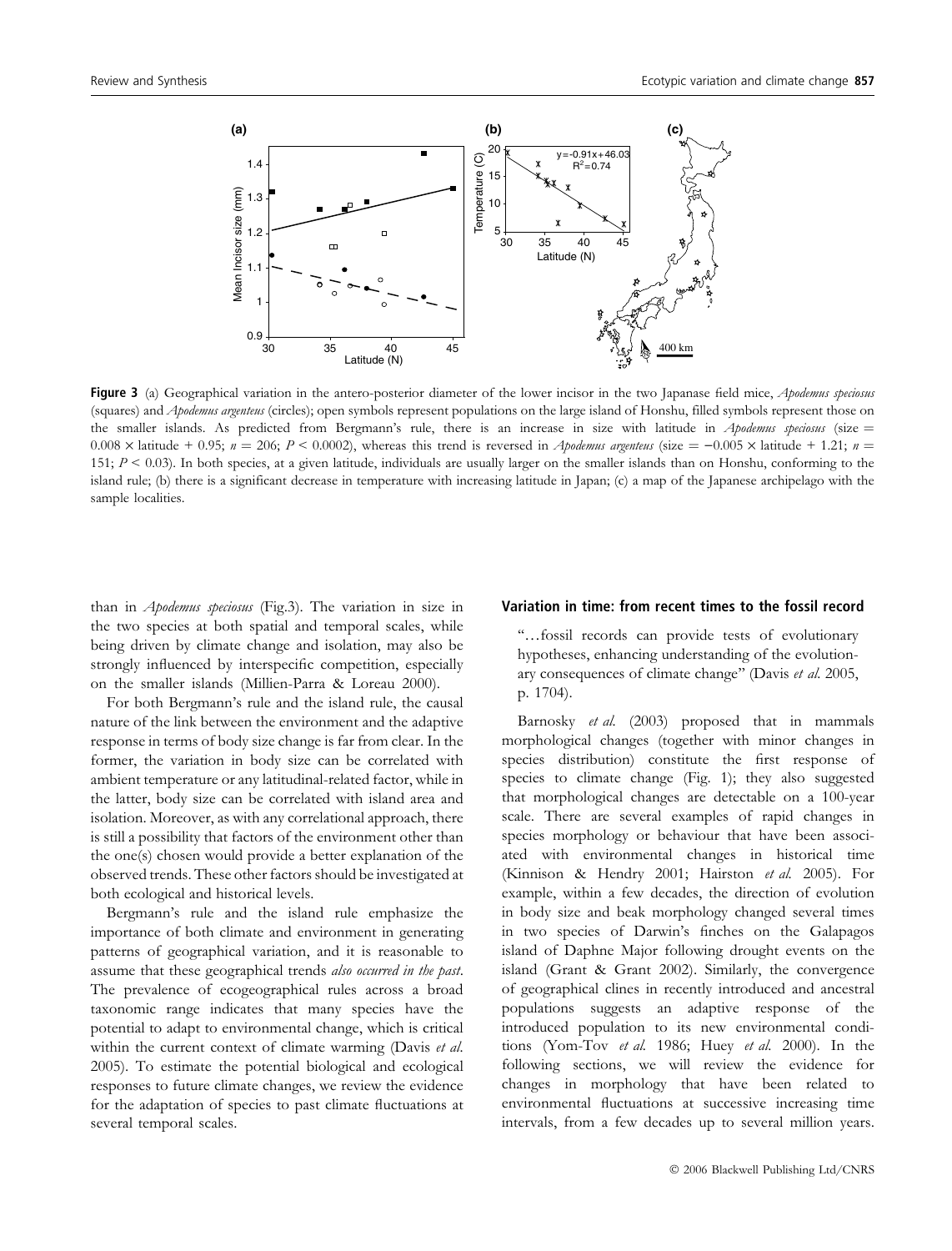(a)

Mean Incisor size (mm)

1.4
1.3
1.2
1.1
1
0.9

30 35 40 45

Latitude (N)

(b)

Temperature (C)

20
15
10
5

30 35 40 45

Latitude (N)

y=-0.91x+46.03
$R^2$=0.74

(c)

400 km

**Figure 3** (a) Geographical variation in the antero-posterior diameter of the lower incisor in the two Japanese field mice, *Apodemus speciosus* (squares) and *Apodemus argenteus* (circles); open symbols represent populations on the large island of Honshu, filled symbols represent those on the smaller islands. As predicted from Bergmann's rule, there is an increase in size with latitude in *Apodemus speciosus* (size = $0.008 \times$ latitude + 0.95; $n = 206$; $P < 0.0002$), whereas this trend is reversed in *Apodemus argenteus* (size = $-0.005 \times$ latitude + 1.21; $n = 151$; $P < 0.03$). In both species, at a given latitude, individuals are usually larger on the smaller islands than on Honshu, conforming to the island rule; (b) there is a significant decrease in temperature with increasing latitude in Japan; (c) a map of the Japanese archipelago with the sample localities.

than in *Apodemus speciosus* (Fig.3). The variation in size in the two species at both spatial and temporal scales, while being driven by climate change and isolation, may also be strongly influenced by interspecific competition, especially on the smaller islands (Millien-Parra & Loreau 2000).

For both Bergmann's rule and the island rule, the causal nature of the link between the environment and the adaptive response in terms of body size change is far from clear. In the former, the variation in body size can be correlated with ambient temperature or any latitudinal-related factor, while in the latter, body size can be correlated with island area and isolation. Moreover, as with any correlational approach, there is still a possibility that factors of the environment other than the one(s) chosen would provide a better explanation of the observed trends. These other factors should be investigated at both ecological and historical levels.

Bergmann's rule and the island rule emphasize the importance of both climate and environment in generating patterns of geographical variation, and it is reasonable to assume that these geographical trends *also occurred in the past*. The prevalence of ecogeographical rules across a broad taxonomic range indicates that many species have the potential to adapt to environmental change, which is critical within the current context of climate warming (Davis *et al.* 2005). To estimate the potential biological and ecological responses to future climate changes, we review the evidence for the adaptation of species to past climate fluctuations at several temporal scales.

## Variation in time: from recent times to the fossil record

> "…fossil records can provide tests of evolutionary hypotheses, enhancing understanding of the evolutionary consequences of climate change" (Davis *et al.* 2005, p. 1704).

Barnosky *et al.* (2003) proposed that in mammals morphological changes (together with minor changes in species distribution) constitute the first response of species to climate change (Fig. 1); they also suggested that morphological changes are detectable on a 100-year scale. There are several examples of rapid changes in species morphology or behaviour that have been associated with environmental changes in historical time (Kinnison & Hendry 2001; Hairston *et al.* 2005). For example, within a few decades, the direction of evolution in body size and beak morphology changed several times in two species of Darwin's finches on the Galapagos island of Daphne Major following drought events on the island (Grant & Grant 2002). Similarly, the convergence of geographical clines in recently introduced and ancestral populations suggests an adaptive response of the introduced population to its new environmental conditions (Yom-Tov *et al.* 1986; Huey *et al.* 2000). In the following sections, we will review the evidence for changes in morphology that have been related to environmental fluctuations at successive increasing time intervals, from a few decades up to several million years.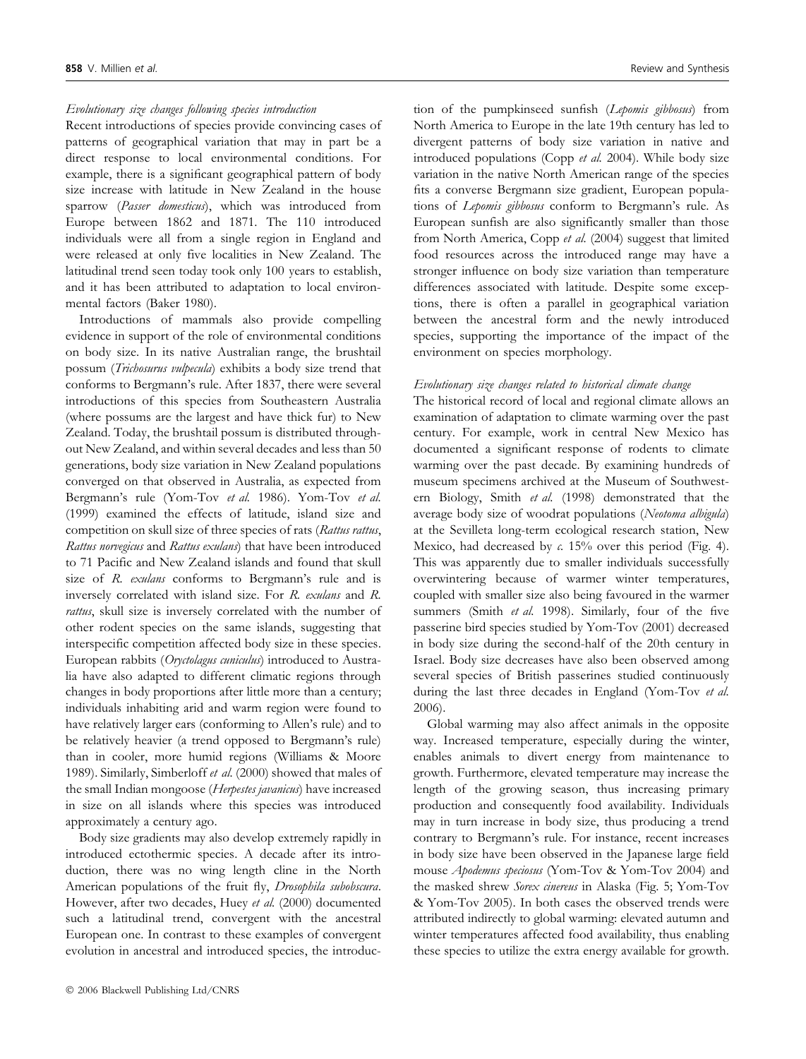*Evolutionary size changes following species introduction*

Recent introductions of species provide convincing cases of patterns of geographical variation that may in part be a direct response to local environmental conditions. For example, there is a significant geographical pattern of body size increase with latitude in New Zealand in the house sparrow (*Passer domesticus*), which was introduced from Europe between 1862 and 1871. The 110 introduced individuals were all from a single region in England and were released at only five localities in New Zealand. The latitudinal trend seen today took only 100 years to establish, and it has been attributed to adaptation to local environmental factors (Baker 1980).

Introductions of mammals also provide compelling evidence in support of the role of environmental conditions on body size. In its native Australian range, the brushtail possum (*Trichosurus vulpecula*) exhibits a body size trend that conforms to Bergmann's rule. After 1837, there were several introductions of this species from Southeastern Australia (where possums are the largest and have thick fur) to New Zealand. Today, the brushtail possum is distributed throughout New Zealand, and within several decades and less than 50 generations, body size variation in New Zealand populations converged on that observed in Australia, as expected from Bergmann's rule (Yom-Tov *et al.* 1986). Yom-Tov *et al.* (1999) examined the effects of latitude, island size and competition on skull size of three species of rats (*Rattus rattus*, *Rattus norvegicus* and *Rattus exulans*) that have been introduced to 71 Pacific and New Zealand islands and found that skull size of *R. exulans* conforms to Bergmann's rule and is inversely correlated with island size. For *R. exulans* and *R. rattus*, skull size is inversely correlated with the number of other rodent species on the same islands, suggesting that interspecific competition affected body size in these species. European rabbits (*Oryctolagus cuniculus*) introduced to Australia have also adapted to different climatic regions through changes in body proportions after little more than a century; individuals inhabiting arid and warm region were found to have relatively larger ears (conforming to Allen's rule) and to be relatively heavier (a trend opposed to Bergmann's rule) than in cooler, more humid regions (Williams & Moore 1989). Similarly, Simberloff *et al.* (2000) showed that males of the small Indian mongoose (*Herpestes javanicus*) have increased in size on all islands where this species was introduced approximately a century ago.

Body size gradients may also develop extremely rapidly in introduced ectothermic species. A decade after its introduction, there was no wing length cline in the North American populations of the fruit fly, *Drosophila subobscura*. However, after two decades, Huey *et al.* (2000) documented such a latitudinal trend, convergent with the ancestral European one. In contrast to these examples of convergent evolution in ancestral and introduced species, the introduction of the pumpkinseed sunfish (*Lepomis gibbosus*) from North America to Europe in the late 19th century has led to divergent patterns of body size variation in native and introduced populations (Copp *et al.* 2004). While body size variation in the native North American range of the species fits a converse Bergmann size gradient, European populations of *Lepomis gibbosus* conform to Bergmann's rule. As European sunfish are also significantly smaller than those from North America, Copp *et al.* (2004) suggest that limited food resources across the introduced range may have a stronger influence on body size variation than temperature differences associated with latitude. Despite some exceptions, there is often a parallel in geographical variation between the ancestral form and the newly introduced species, supporting the importance of the impact of the environment on species morphology.

*Evolutionary size changes related to historical climate change*

The historical record of local and regional climate allows an examination of adaptation to climate warming over the past century. For example, work in central New Mexico has documented a significant response of rodents to climate warming over the past decade. By examining hundreds of museum specimens archived at the Museum of Southwestern Biology, Smith *et al.* (1998) demonstrated that the average body size of woodrat populations (*Neotoma albigula*) at the Sevilleta long-term ecological research station, New Mexico, had decreased by *c.* 15% over this period (Fig. 4). This was apparently due to smaller individuals successfully overwintering because of warmer winter temperatures, coupled with smaller size also being favoured in the warmer summers (Smith *et al.* 1998). Similarly, four of the five passerine bird species studied by Yom-Tov (2001) decreased in body size during the second-half of the 20th century in Israel. Body size decreases have also been observed among several species of British passerines studied continuously during the last three decades in England (Yom-Tov *et al.* 2006).

Global warming may also affect animals in the opposite way. Increased temperature, especially during the winter, enables animals to divert energy from maintenance to growth. Furthermore, elevated temperature may increase the length of the growing season, thus increasing primary production and consequently food availability. Individuals may in turn increase in body size, thus producing a trend contrary to Bergmann's rule. For instance, recent increases in body size have been observed in the Japanese large field mouse *Apodemus speciosus* (Yom-Tov & Yom-Tov 2004) and the masked shrew *Sorex cinereus* in Alaska (Fig. 5; Yom-Tov & Yom-Tov 2005). In both cases the observed trends were attributed indirectly to global warming: elevated autumn and winter temperatures affected food availability, thus enabling these species to utilize the extra energy available for growth.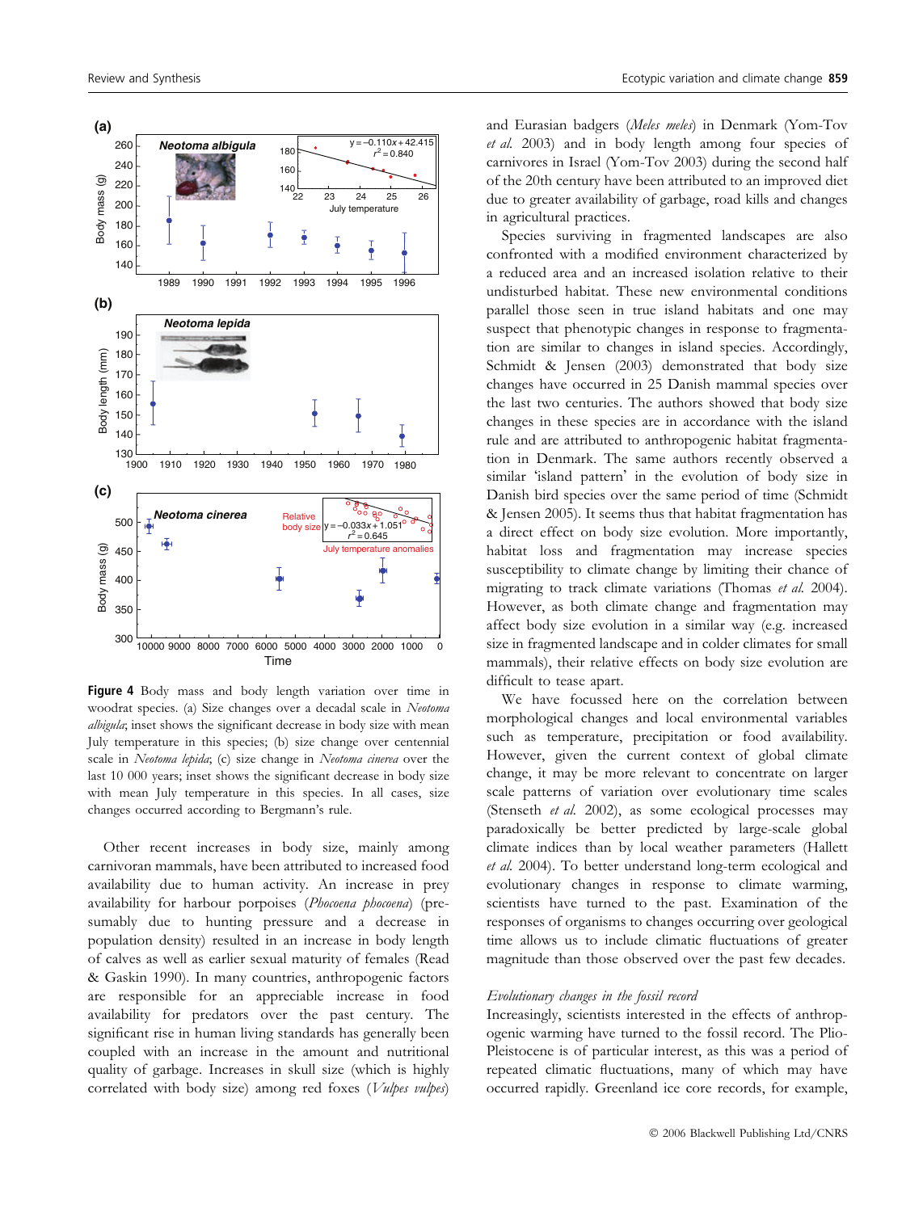(a)

Neotoma albigula

Body mass (g)

260
240
220
200
180
160
140

1989 1990 1991 1992 1993 1994 1995 1996

y = −0.110x + 42.415
$r^2$ = 0.840

180
160
140
22 23 24 25 26
July temperature

(b)

Neotoma lepida

Body length (mm)

190
180
170
160
150
140
130

1900 1910 1920 1930 1940 1950 1960 1970 1980

(c)

Neotoma cinerea

Body mass (g)

500
450
400
350
300

10000 9000 8000 7000 6000 5000 4000 3000 2000 1000 0
Time

Relative body size
y = −0.033x + 1.051
$r^2$ = 0.645
July temperature anomalies

**Figure 4** Body mass and body length variation over time in woodrat species. (a) Size changes over a decadal scale in *Neotoma albigula*; inset shows the significant decrease in body size with mean July temperature in this species; (b) size change over centennial scale in *Neotoma lepida*; (c) size change in *Neotoma cinerea* over the last 10 000 years; inset shows the significant decrease in body size with mean July temperature in this species. In all cases, size changes occurred according to Bergmann's rule.

Other recent increases in body size, mainly among carnivoran mammals, have been attributed to increased food availability due to human activity. An increase in prey availability for harbour porpoises (*Phocoena phocoena*) (presumably due to hunting pressure and a decrease in population density) resulted in an increase in body length of calves as well as earlier sexual maturity of females (Read & Gaskin 1990). In many countries, anthropogenic factors are responsible for an appreciable increase in food availability for predators over the past century. The significant rise in human living standards has generally been coupled with an increase in the amount and nutritional quality of garbage. Increases in skull size (which is highly correlated with body size) among red foxes (*Vulpes vulpes*) and Eurasian badgers (*Meles meles*) in Denmark (Yom-Tov *et al.* 2003) and in body length among four species of carnivores in Israel (Yom-Tov 2003) during the second half of the 20th century have been attributed to an improved diet due to greater availability of garbage, road kills and changes in agricultural practices.

Species surviving in fragmented landscapes are also confronted with a modified environment characterized by a reduced area and an increased isolation relative to their undisturbed habitat. These new environmental conditions parallel those seen in true island habitats and one may suspect that phenotypic changes in response to fragmentation are similar to changes in island species. Accordingly, Schmidt & Jensen (2003) demonstrated that body size changes have occurred in 25 Danish mammal species over the last two centuries. The authors showed that body size changes in these species are in accordance with the island rule and are attributed to anthropogenic habitat fragmentation in Denmark. The same authors recently observed a similar 'island pattern' in the evolution of body size in Danish bird species over the same period of time (Schmidt & Jensen 2005). It seems thus that habitat fragmentation has a direct effect on body size evolution. More importantly, habitat loss and fragmentation may increase species susceptibility to climate change by limiting their chance of migrating to track climate variations (Thomas *et al.* 2004). However, as both climate change and fragmentation may affect body size evolution in a similar way (e.g. increased size in fragmented landscape and in colder climates for small mammals), their relative effects on body size evolution are difficult to tease apart.

We have focussed here on the correlation between morphological changes and local environmental variables such as temperature, precipitation or food availability. However, given the current context of global climate change, it may be more relevant to concentrate on larger scale patterns of variation over evolutionary time scales (Stenseth *et al.* 2002), as some ecological processes may paradoxically be better predicted by large-scale global climate indices than by local weather parameters (Hallett *et al.* 2004). To better understand long-term ecological and evolutionary changes in response to climate warming, scientists have turned to the past. Examination of the responses of organisms to changes occurring over geological time allows us to include climatic fluctuations of greater magnitude than those observed over the past few decades.

### *Evolutionary changes in the fossil record*

Increasingly, scientists interested in the effects of anthropogenic warming have turned to the fossil record. The Plio-Pleistocene is of particular interest, as this was a period of repeated climatic fluctuations, many of which may have occurred rapidly. Greenland ice core records, for example,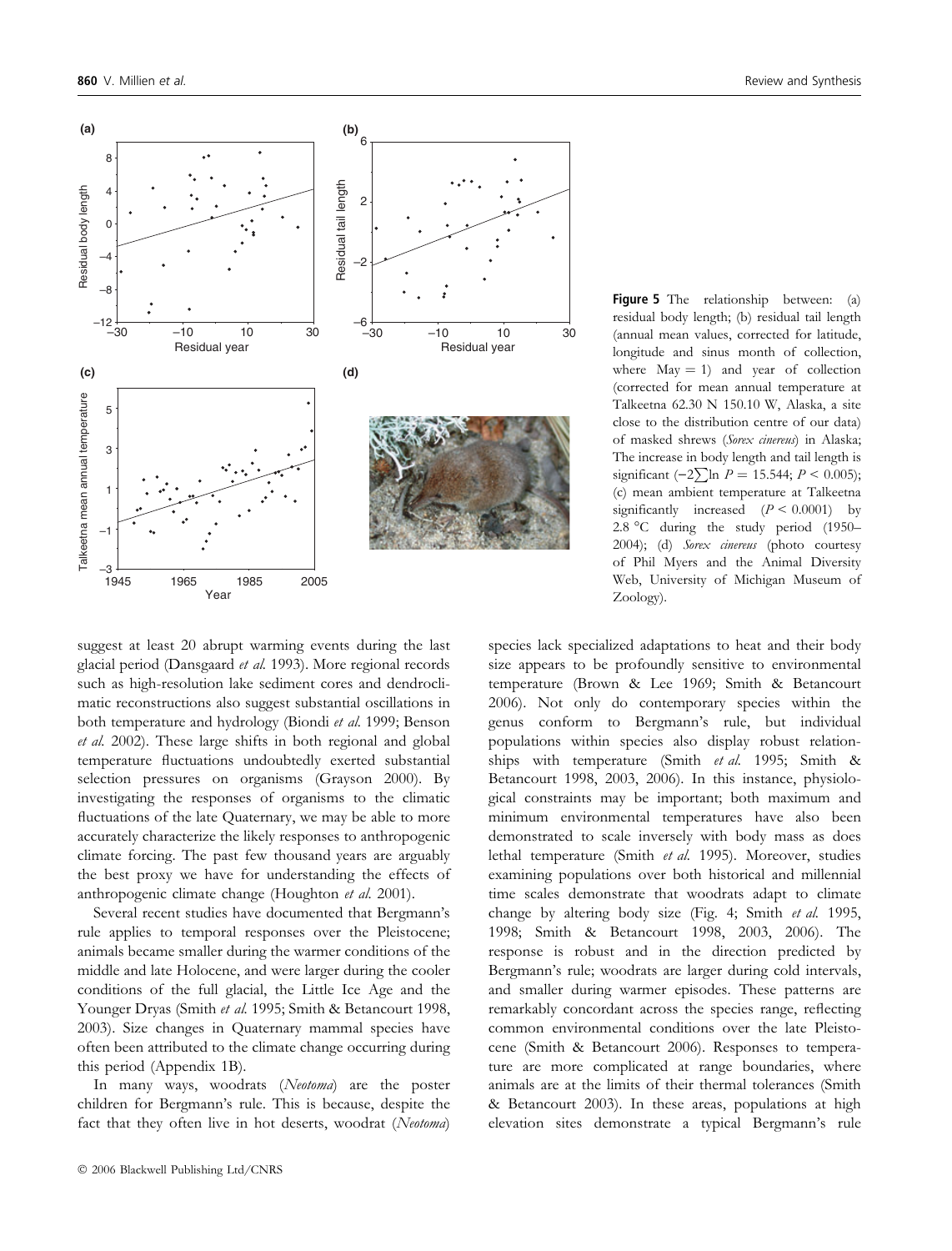(a)

Residual body length

8
4
0
−4
−8
−12

−30 −10 10 30

Residual year

(b)

Residual tail length

6
2
−2
−6

−30 −10 10 30

Residual year

(c)

Talkeetna mean annual temperature

5
3
1
−1
−3

1945 1965 1985 2005

Year

(d)

**Figure 5** The relationship between: (a) residual body length; (b) residual tail length (annual mean values, corrected for latitude, longitude and sinus month of collection, where May = 1) and year of collection (corrected for mean annual temperature at Talkeetna 62.30 N 150.10 W, Alaska, a site close to the distribution centre of our data) of masked shrews (*Sorex cinereus*) in Alaska; The increase in body length and tail length is significant ($-2\sum \ln P = 15.544$; $P < 0.005$); (c) mean ambient temperature at Talkeetna significantly increased ($P < 0.0001$) by 2.8 °C during the study period (1950–2004); (d) *Sorex cinereus* (photo courtesy of Phil Myers and the Animal Diversity Web, University of Michigan Museum of Zoology).

suggest at least 20 abrupt warming events during the last glacial period (Dansgaard *et al.* 1993). More regional records such as high-resolution lake sediment cores and dendroclimatic reconstructions also suggest substantial oscillations in both temperature and hydrology (Biondi *et al.* 1999; Benson *et al.* 2002). These large shifts in both regional and global temperature fluctuations undoubtedly exerted substantial selection pressures on organisms (Grayson 2000). By investigating the responses of organisms to the climatic fluctuations of the late Quaternary, we may be able to more accurately characterize the likely responses to anthropogenic climate forcing. The past few thousand years are arguably the best proxy we have for understanding the effects of anthropogenic climate change (Houghton *et al.* 2001).

Several recent studies have documented that Bergmann's rule applies to temporal responses over the Pleistocene; animals became smaller during the warmer conditions of the middle and late Holocene, and were larger during the cooler conditions of the full glacial, the Little Ice Age and the Younger Dryas (Smith *et al.* 1995; Smith & Betancourt 1998, 2003). Size changes in Quaternary mammal species have often been attributed to the climate change occurring during this period (Appendix 1B).

In many ways, woodrats (*Neotoma*) are the poster children for Bergmann's rule. This is because, despite the fact that they often live in hot deserts, woodrat (*Neotoma*) species lack specialized adaptations to heat and their body size appears to be profoundly sensitive to environmental temperature (Brown & Lee 1969; Smith & Betancourt 2006). Not only do contemporary species within the genus conform to Bergmann's rule, but individual populations within species also display robust relationships with temperature (Smith *et al.* 1995; Smith & Betancourt 1998, 2003, 2006). In this instance, physiological constraints may be important; both maximum and minimum environmental temperatures have also been demonstrated to scale inversely with body mass as does lethal temperature (Smith *et al.* 1995). Moreover, studies examining populations over both historical and millennial time scales demonstrate that woodrats adapt to climate change by altering body size (Fig. 4; Smith *et al.* 1995, 1998; Smith & Betancourt 1998, 2003, 2006). The response is robust and in the direction predicted by Bergmann's rule; woodrats are larger during cold intervals, and smaller during warmer episodes. These patterns are remarkably concordant across the species range, reflecting common environmental conditions over the late Pleistocene (Smith & Betancourt 2006). Responses to temperature are more complicated at range boundaries, where animals are at the limits of their thermal tolerances (Smith & Betancourt 2003). In these areas, populations at high elevation sites demonstrate a typical Bergmann's rule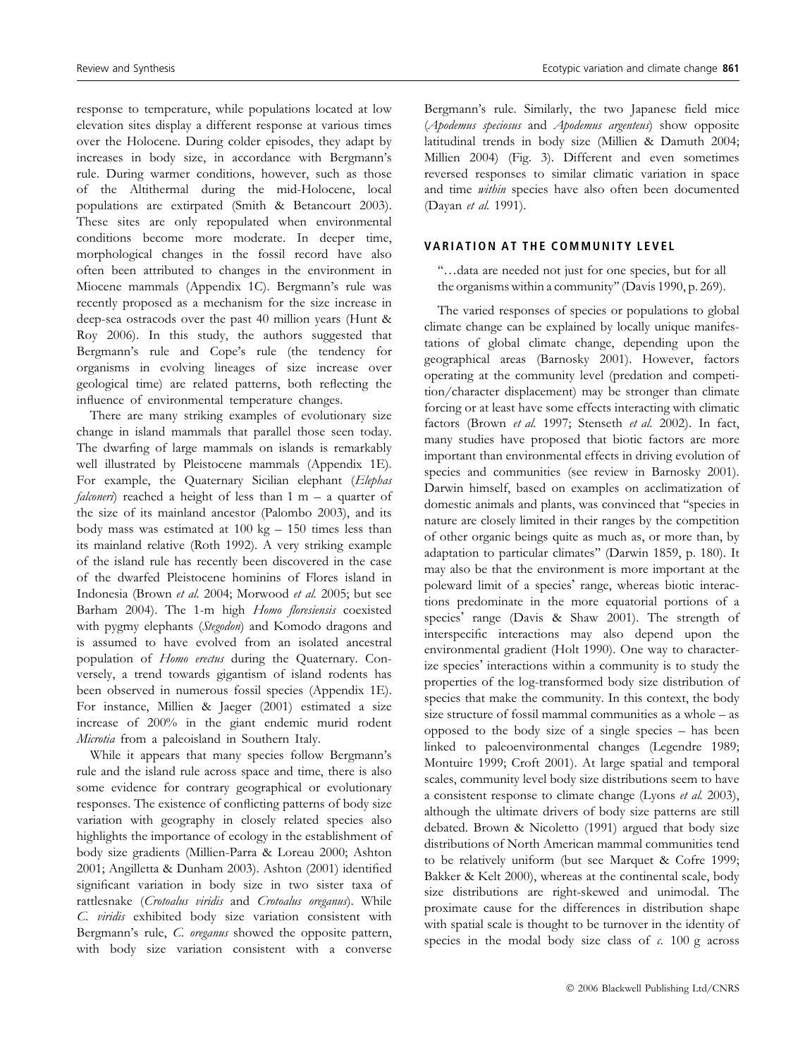response to temperature, while populations located at low elevation sites display a different response at various times over the Holocene. During colder episodes, they adapt by increases in body size, in accordance with Bergmann's rule. During warmer conditions, however, such as those of the Altithermal during the mid-Holocene, local populations are extirpated (Smith & Betancourt 2003). These sites are only repopulated when environmental conditions become more moderate. In deeper time, morphological changes in the fossil record have also often been attributed to changes in the environment in Miocene mammals (Appendix 1C). Bergmann's rule was recently proposed as a mechanism for the size increase in deep-sea ostracods over the past 40 million years (Hunt & Roy 2006). In this study, the authors suggested that Bergmann's rule and Cope's rule (the tendency for organisms in evolving lineages of size increase over geological time) are related patterns, both reflecting the influence of environmental temperature changes.

There are many striking examples of evolutionary size change in island mammals that parallel those seen today. The dwarfing of large mammals on islands is remarkably well illustrated by Pleistocene mammals (Appendix 1E). For example, the Quaternary Sicilian elephant (*Elephas falconeri*) reached a height of less than 1 m – a quarter of the size of its mainland ancestor (Palombo 2003), and its body mass was estimated at 100 kg – 150 times less than its mainland relative (Roth 1992). A very striking example of the island rule has recently been discovered in the case of the dwarfed Pleistocene hominins of Flores island in Indonesia (Brown *et al.* 2004; Morwood *et al.* 2005; but see Barham 2004). The 1-m high *Homo floresiensis* coexisted with pygmy elephants (*Stegodon*) and Komodo dragons and is assumed to have evolved from an isolated ancestral population of *Homo erectus* during the Quaternary. Conversely, a trend towards gigantism of island rodents has been observed in numerous fossil species (Appendix 1E). For instance, Millien & Jaeger (2001) estimated a size increase of 200% in the giant endemic murid rodent *Microtia* from a paleoisland in Southern Italy.

While it appears that many species follow Bergmann's rule and the island rule across space and time, there is also some evidence for contrary geographical or evolutionary responses. The existence of conflicting patterns of body size variation with geography in closely related species also highlights the importance of ecology in the establishment of body size gradients (Millien-Parra & Loreau 2000; Ashton 2001; Angilletta & Dunham 2003). Ashton (2001) identified significant variation in body size in two sister taxa of rattlesnake (*Crotoalus viridis* and *Crotoalus oreganus*). While *C. viridis* exhibited body size variation consistent with Bergmann's rule, *C. oreganus* showed the opposite pattern, with body size variation consistent with a converse Bergmann's rule. Similarly, the two Japanese field mice (*Apodemus speciosus* and *Apodemus argenteus*) show opposite latitudinal trends in body size (Millien & Damuth 2004; Millien 2004) (Fig. 3). Different and even sometimes reversed responses to similar climatic variation in space and time *within* species have also often been documented (Dayan *et al.* 1991).

## VARIATION AT THE COMMUNITY LEVEL

"…data are needed not just for one species, but for all the organisms within a community" (Davis 1990, p. 269).

The varied responses of species or populations to global climate change can be explained by locally unique manifestations of global climate change, depending upon the geographical areas (Barnosky 2001). However, factors operating at the community level (predation and competition/character displacement) may be stronger than climate forcing or at least have some effects interacting with climatic factors (Brown *et al.* 1997; Stenseth *et al.* 2002). In fact, many studies have proposed that biotic factors are more important than environmental effects in driving evolution of species and communities (see review in Barnosky 2001). Darwin himself, based on examples on acclimatization of domestic animals and plants, was convinced that "species in nature are closely limited in their ranges by the competition of other organic beings quite as much as, or more than, by adaptation to particular climates" (Darwin 1859, p. 180). It may also be that the environment is more important at the poleward limit of a species' range, whereas biotic interactions predominate in the more equatorial portions of a species' range (Davis & Shaw 2001). The strength of interspecific interactions may also depend upon the environmental gradient (Holt 1990). One way to characterize species' interactions within a community is to study the properties of the log-transformed body size distribution of species that make the community. In this context, the body size structure of fossil mammal communities as a whole – as opposed to the body size of a single species – has been linked to paleoenvironmental changes (Legendre 1989; Montuire 1999; Croft 2001). At large spatial and temporal scales, community level body size distributions seem to have a consistent response to climate change (Lyons *et al.* 2003), although the ultimate drivers of body size patterns are still debated. Brown & Nicoletto (1991) argued that body size distributions of North American mammal communities tend to be relatively uniform (but see Marquet & Cofre 1999; Bakker & Kelt 2000), whereas at the continental scale, body size distributions are right-skewed and unimodal. The proximate cause for the differences in distribution shape with spatial scale is thought to be turnover in the identity of species in the modal body size class of *c.* 100 g across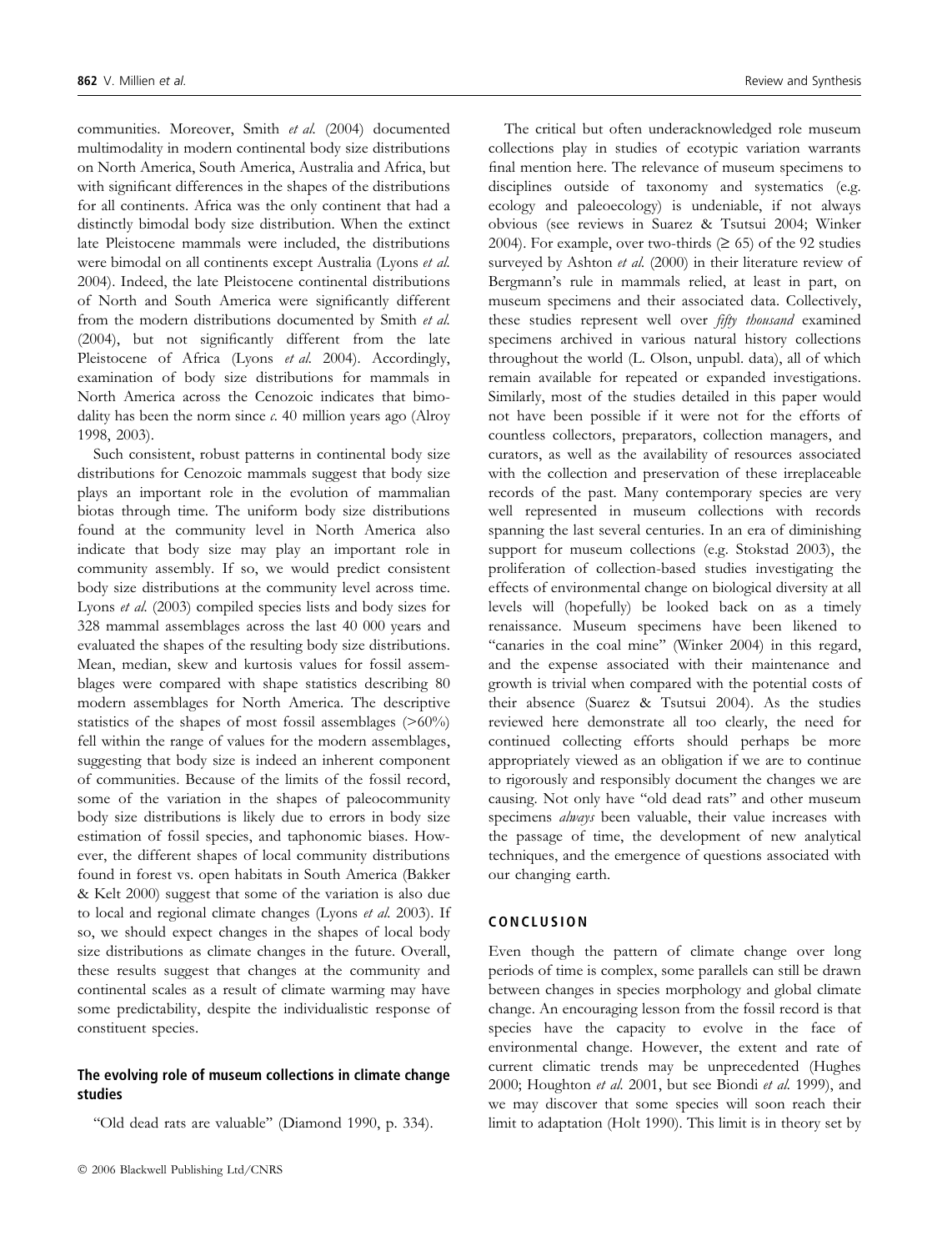communities. Moreover, Smith *et al.* (2004) documented multimodality in modern continental body size distributions on North America, South America, Australia and Africa, but with significant differences in the shapes of the distributions for all continents. Africa was the only continent that had a distinctly bimodal body size distribution. When the extinct late Pleistocene mammals were included, the distributions were bimodal on all continents except Australia (Lyons *et al.* 2004). Indeed, the late Pleistocene continental distributions of North and South America were significantly different from the modern distributions documented by Smith *et al.* (2004), but not significantly different from the late Pleistocene of Africa (Lyons *et al.* 2004). Accordingly, examination of body size distributions for mammals in North America across the Cenozoic indicates that bimodality has been the norm since *c.* 40 million years ago (Alroy 1998, 2003).

Such consistent, robust patterns in continental body size distributions for Cenozoic mammals suggest that body size plays an important role in the evolution of mammalian biotas through time. The uniform body size distributions found at the community level in North America also indicate that body size may play an important role in community assembly. If so, we would predict consistent body size distributions at the community level across time. Lyons *et al.* (2003) compiled species lists and body sizes for 328 mammal assemblages across the last 40 000 years and evaluated the shapes of the resulting body size distributions. Mean, median, skew and kurtosis values for fossil assemblages were compared with shape statistics describing 80 modern assemblages for North America. The descriptive statistics of the shapes of most fossil assemblages (>60%) fell within the range of values for the modern assemblages, suggesting that body size is indeed an inherent component of communities. Because of the limits of the fossil record, some of the variation in the shapes of paleocommunity body size distributions is likely due to errors in body size estimation of fossil species, and taphonomic biases. However, the different shapes of local community distributions found in forest vs. open habitats in South America (Bakker & Kelt 2000) suggest that some of the variation is also due to local and regional climate changes (Lyons *et al.* 2003). If so, we should expect changes in the shapes of local body size distributions as climate changes in the future. Overall, these results suggest that changes at the community and continental scales as a result of climate warming may have some predictability, despite the individualistic response of constituent species.

### The evolving role of museum collections in climate change studies

"Old dead rats are valuable" (Diamond 1990, p. 334).

The critical but often underacknowledged role museum collections play in studies of ecotypic variation warrants final mention here. The relevance of museum specimens to disciplines outside of taxonomy and systematics (e.g. ecology and paleoecology) is undeniable, if not always obvious (see reviews in Suarez & Tsutsui 2004; Winker 2004). For example, over two-thirds (≥ 65) of the 92 studies surveyed by Ashton *et al.* (2000) in their literature review of Bergmann's rule in mammals relied, at least in part, on museum specimens and their associated data. Collectively, these studies represent well over *fifty thousand* examined specimens archived in various natural history collections throughout the world (L. Olson, unpubl. data), all of which remain available for repeated or expanded investigations. Similarly, most of the studies detailed in this paper would not have been possible if it were not for the efforts of countless collectors, preparators, collection managers, and curators, as well as the availability of resources associated with the collection and preservation of these irreplaceable records of the past. Many contemporary species are very well represented in museum collections with records spanning the last several centuries. In an era of diminishing support for museum collections (e.g. Stokstad 2003), the proliferation of collection-based studies investigating the effects of environmental change on biological diversity at all levels will (hopefully) be looked back on as a timely renaissance. Museum specimens have been likened to "canaries in the coal mine" (Winker 2004) in this regard, and the expense associated with their maintenance and growth is trivial when compared with the potential costs of their absence (Suarez & Tsutsui 2004). As the studies reviewed here demonstrate all too clearly, the need for continued collecting efforts should perhaps be more appropriately viewed as an obligation if we are to continue to rigorously and responsibly document the changes we are causing. Not only have "old dead rats" and other museum specimens *always* been valuable, their value increases with the passage of time, the development of new analytical techniques, and the emergence of questions associated with our changing earth.

## CONCLUSION

Even though the pattern of climate change over long periods of time is complex, some parallels can still be drawn between changes in species morphology and global climate change. An encouraging lesson from the fossil record is that species have the capacity to evolve in the face of environmental change. However, the extent and rate of current climatic trends may be unprecedented (Hughes 2000; Houghton *et al.* 2001, but see Biondi *et al.* 1999), and we may discover that some species will soon reach their limit to adaptation (Holt 1990). This limit is in theory set by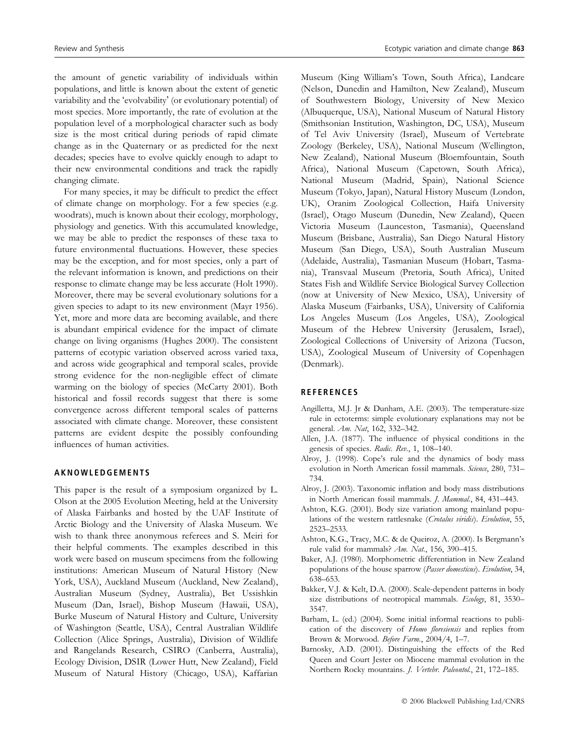the amount of genetic variability of individuals within populations, and little is known about the extent of genetic variability and the 'evolvability' (or evolutionary potential) of most species. More importantly, the rate of evolution at the population level of a morphological character such as body size is the most critical during periods of rapid climate change as in the Quaternary or as predicted for the next decades; species have to evolve quickly enough to adapt to their new environmental conditions and track the rapidly changing climate.

For many species, it may be difficult to predict the effect of climate change on morphology. For a few species (e.g. woodrats), much is known about their ecology, morphology, physiology and genetics. With this accumulated knowledge, we may be able to predict the responses of these taxa to future environmental fluctuations. However, these species may be the exception, and for most species, only a part of the relevant information is known, and predictions on their response to climate change may be less accurate (Holt 1990). Moreover, there may be several evolutionary solutions for a given species to adapt to its new environment (Mayr 1956). Yet, more and more data are becoming available, and there is abundant empirical evidence for the impact of climate change on living organisms (Hughes 2000). The consistent patterns of ecotypic variation observed across varied taxa, and across wide geographical and temporal scales, provide strong evidence for the non-negligible effect of climate warming on the biology of species (McCarty 2001). Both historical and fossil records suggest that there is some convergence across different temporal scales of patterns associated with climate change. Moreover, these consistent patterns are evident despite the possibly confounding influences of human activities.

## AKNOWLEDGEMENTS

This paper is the result of a symposium organized by L. Olson at the 2005 Evolution Meeting, held at the University of Alaska Fairbanks and hosted by the UAF Institute of Arctic Biology and the University of Alaska Museum. We wish to thank three anonymous referees and S. Meiri for their helpful comments. The examples described in this work were based on museum specimens from the following institutions: American Museum of Natural History (New York, USA), Auckland Museum (Auckland, New Zealand), Australian Museum (Sydney, Australia), Bet Ussishkin Museum (Dan, Israel), Bishop Museum (Hawaii, USA), Burke Museum of Natural History and Culture, University of Washington (Seattle, USA), Central Australian Wildlife Collection (Alice Springs, Australia), Division of Wildlife and Rangelands Research, CSIRO (Canberra, Australia), Ecology Division, DSIR (Lower Hutt, New Zealand), Field Museum of Natural History (Chicago, USA), Kaffarian Museum (King William's Town, South Africa), Landcare (Nelson, Dunedin and Hamilton, New Zealand), Museum of Southwestern Biology, University of New Mexico (Albuquerque, USA), National Museum of Natural History (Smithsonian Institution, Washington, DC, USA), Museum of Tel Aviv University (Israel), Museum of Vertebrate Zoology (Berkeley, USA), National Museum (Wellington, New Zealand), National Museum (Bloemfountain, South Africa), National Museum (Capetown, South Africa), National Museum (Madrid, Spain), National Science Museum (Tokyo, Japan), Natural History Museum (London, UK), Oranim Zoological Collection, Haifa University (Israel), Otago Museum (Dunedin, New Zealand), Queen Victoria Museum (Launceston, Tasmania), Queensland Museum (Brisbane, Australia), San Diego Natural History Museum (San Diego, USA), South Australian Museum (Adelaide, Australia), Tasmanian Museum (Hobart, Tasmania), Transvaal Museum (Pretoria, South Africa), United States Fish and Wildlife Service Biological Survey Collection (now at University of New Mexico, USA), University of Alaska Museum (Fairbanks, USA), University of California Los Angeles Museum (Los Angeles, USA), Zoological Museum of the Hebrew University (Jerusalem, Israel), Zoological Collections of University of Arizona (Tucson, USA), Zoological Museum of University of Copenhagen (Denmark).

## REFERENCES

Angilletta, M.J. Jr & Dunham, A.E. (2003). The temperature-size rule in ectoterms: simple evolutionary explanations may not be general. *Am. Nat*, 162, 332–342.

Allen, J.A. (1877). The influence of physical conditions in the genesis of species. *Radic. Rev.*, 1, 108–140.

Alroy, J. (1998). Cope's rule and the dynamics of body mass evolution in North American fossil mammals. *Science*, 280, 731–734.

Alroy, J. (2003). Taxonomic inflation and body mass distributions in North American fossil mammals. *J. Mammal.*, 84, 431–443.

Ashton, K.G. (2001). Body size variation among mainland populations of the western rattlesnake (*Crotalus viridis*). *Evolution*, 55, 2523–2533.

Ashton, K.G., Tracy, M.C. & de Queiroz, A. (2000). Is Bergmann's rule valid for mammals? *Am. Nat.*, 156, 390–415.

Baker, A.J. (1980). Morphometric differentiation in New Zealand populations of the house sparrow (*Passer domesticus*). *Evolution*, 34, 638–653.

Bakker, V.J. & Kelt, D.A. (2000). Scale-dependent patterns in body size distributions of neotropical mammals. *Ecology*, 81, 3530–3547.

Barham, L. (ed.) (2004). Some initial informal reactions to publication of the discovery of *Homo floresiensis* and replies from Brown & Morwood. *Before Farm.*, 2004/4, 1–7.

Barnosky, A.D. (2001). Distinguishing the effects of the Red Queen and Court Jester on Miocene mammal evolution in the Northern Rocky mountains. *J. Vertebr. Paleontol.*, 21, 172–185.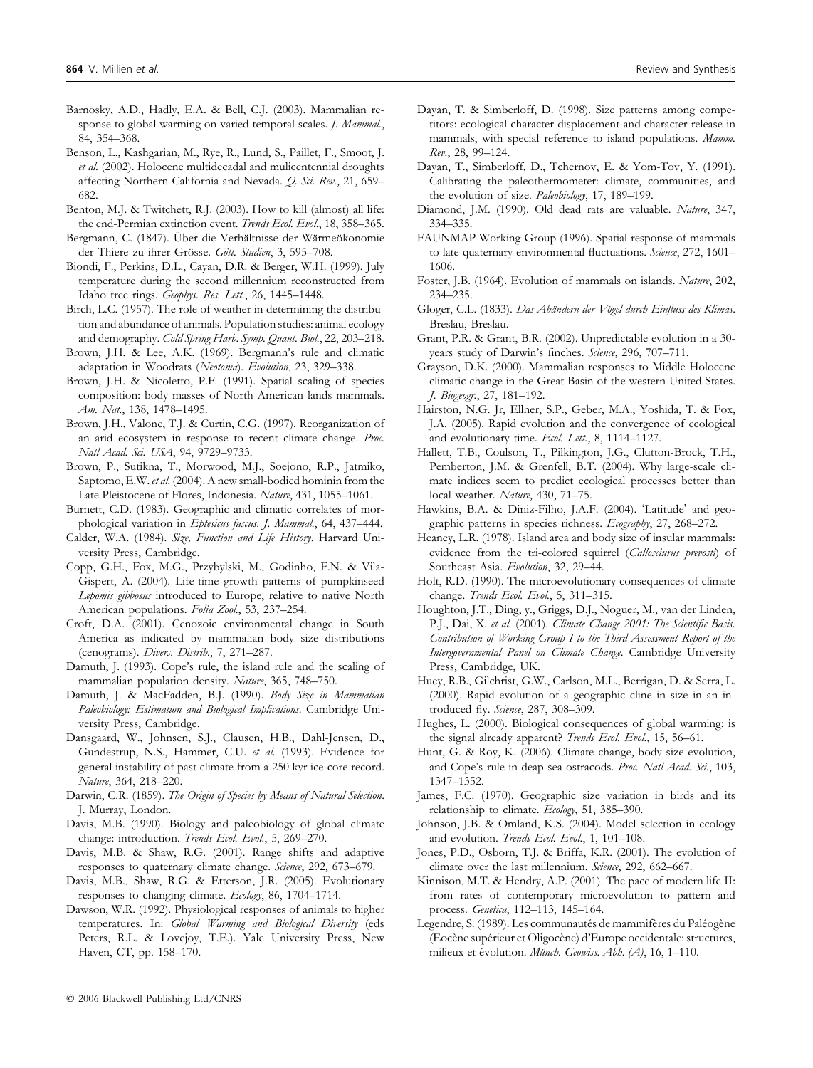Barnosky, A.D., Hadly, E.A. & Bell, C.J. (2003). Mammalian response to global warming on varied temporal scales. *J. Mammal.*, 84, 354–368.

Benson, L., Kashgarian, M., Rye, R., Lund, S., Paillet, F., Smoot, J. *et al.* (2002). Holocene multidecadal and mulicentennial droughts affecting Northern California and Nevada. *Q. Sci. Rev.*, 21, 659–682.

Benton, M.J. & Twitchett, R.J. (2003). How to kill (almost) all life: the end-Permian extinction event. *Trends Ecol. Evol.*, 18, 358–365.

Bergmann, C. (1847). Über die Verhältnisse der Wärmeökonomie der Thiere zu ihrer Grösse. *Gött. Studien*, 3, 595–708.

Biondi, F., Perkins, D.L., Cayan, D.R. & Berger, W.H. (1999). July temperature during the second millennium reconstructed from Idaho tree rings. *Geophys. Res. Lett.*, 26, 1445–1448.

Birch, L.C. (1957). The role of weather in determining the distribution and abundance of animals. Population studies: animal ecology and demography. *Cold Spring Harb. Symp. Quant. Biol.*, 22, 203–218.

Brown, J.H. & Lee, A.K. (1969). Bergmann's rule and climatic adaptation in Woodrats (*Neotoma*). *Evolution*, 23, 329–338.

Brown, J.H. & Nicoletto, P.F. (1991). Spatial scaling of species composition: body masses of North American lands mammals. *Am. Nat.*, 138, 1478–1495.

Brown, J.H., Valone, T.J. & Curtin, C.G. (1997). Reorganization of an arid ecosystem in response to recent climate change. *Proc. Natl Acad. Sci. USA*, 94, 9729–9733.

Brown, P., Sutikna, T., Morwood, M.J., Soejono, R.P., Jatmiko, Saptomo, E.W. *et al.* (2004). A new small-bodied hominin from the Late Pleistocene of Flores, Indonesia. *Nature*, 431, 1055–1061.

Burnett, C.D. (1983). Geographic and climatic correlates of morphological variation in *Eptesicus fuscus*. *J. Mammal.*, 64, 437–444.

Calder, W.A. (1984). *Size, Function and Life History*. Harvard University Press, Cambridge.

Copp, G.H., Fox, M.G., Przybylski, M., Godinho, F.N. & Vila-Gispert, A. (2004). Life-time growth patterns of pumpkinseed *Lepomis gibbosus* introduced to Europe, relative to native North American populations. *Folia Zool.*, 53, 237–254.

Croft, D.A. (2001). Cenozoic environmental change in South America as indicated by mammalian body size distributions (cenograms). *Divers. Distrib.*, 7, 271–287.

Damuth, J. (1993). Cope's rule, the island rule and the scaling of mammalian population density. *Nature*, 365, 748–750.

Damuth, J. & MacFadden, B.J. (1990). *Body Size in Mammalian Paleobiology: Estimation and Biological Implications*. Cambridge University Press, Cambridge.

Dansgaard, W., Johnsen, S.J., Clausen, H.B., Dahl-Jensen, D., Gundestrup, N.S., Hammer, C.U. *et al.* (1993). Evidence for general instability of past climate from a 250 kyr ice-core record. *Nature*, 364, 218–220.

Darwin, C.R. (1859). *The Origin of Species by Means of Natural Selection*. J. Murray, London.

Davis, M.B. (1990). Biology and paleobiology of global climate change: introduction. *Trends Ecol. Evol.*, 5, 269–270.

Davis, M.B. & Shaw, R.G. (2001). Range shifts and adaptive responses to quaternary climate change. *Science*, 292, 673–679.

Davis, M.B., Shaw, R.G. & Etterson, J.R. (2005). Evolutionary responses to changing climate. *Ecology*, 86, 1704–1714.

Dawson, W.R. (1992). Physiological responses of animals to higher temperatures. In: *Global Warming and Biological Diversity* (eds Peters, R.L. & Lovejoy, T.E.). Yale University Press, New Haven, CT, pp. 158–170.

Dayan, T. & Simberloff, D. (1998). Size patterns among competitors: ecological character displacement and character release in mammals, with special reference to island populations. *Mamm. Rev.*, 28, 99–124.

Dayan, T., Simberloff, D., Tchernov, E. & Yom-Tov, Y. (1991). Calibrating the paleothermometer: climate, communities, and the evolution of size. *Paleobiology*, 17, 189–199.

Diamond, J.M. (1990). Old dead rats are valuable. *Nature*, 347, 334–335.

FAUNMAP Working Group (1996). Spatial response of mammals to late quaternary environmental fluctuations. *Science*, 272, 1601–1606.

Foster, J.B. (1964). Evolution of mammals on islands. *Nature*, 202, 234–235.

Gloger, C.L. (1833). *Das Abändern der Vögel durch Einfluss des Klimas*. Breslau, Breslau.

Grant, P.R. & Grant, B.R. (2002). Unpredictable evolution in a 30-years study of Darwin's finches. *Science*, 296, 707–711.

Grayson, D.K. (2000). Mammalian responses to Middle Holocene climatic change in the Great Basin of the western United States. *J. Biogeogr.*, 27, 181–192.

Hairston, N.G. Jr, Ellner, S.P., Geber, M.A., Yoshida, T. & Fox, J.A. (2005). Rapid evolution and the convergence of ecological and evolutionary time. *Ecol. Lett.*, 8, 1114–1127.

Hallett, T.B., Coulson, T., Pilkington, J.G., Clutton-Brock, T.H., Pemberton, J.M. & Grenfell, B.T. (2004). Why large-scale climate indices seem to predict ecological processes better than local weather. *Nature*, 430, 71–75.

Hawkins, B.A. & Diniz-Filho, J.A.F. (2004). 'Latitude' and geographic patterns in species richness. *Ecography*, 27, 268–272.

Heaney, L.R. (1978). Island area and body size of insular mammals: evidence from the tri-colored squirrel (*Callosciurus prevosti*) of Southeast Asia. *Evolution*, 32, 29–44.

Holt, R.D. (1990). The microevolutionary consequences of climate change. *Trends Ecol. Evol.*, 5, 311–315.

Houghton, J.T., Ding, y., Griggs, D.J., Noguer, M., van der Linden, P.J., Dai, X. *et al.* (2001). *Climate Change 2001: The Scientific Basis. Contribution of Working Group I to the Third Assessment Report of the Intergovernmental Panel on Climate Change*. Cambridge University Press, Cambridge, UK.

Huey, R.B., Gilchrist, G.W., Carlson, M.L., Berrigan, D. & Serra, L. (2000). Rapid evolution of a geographic cline in size in an introduced fly. *Science*, 287, 308–309.

Hughes, L. (2000). Biological consequences of global warming: is the signal already apparent? *Trends Ecol. Evol.*, 15, 56–61.

Hunt, G. & Roy, K. (2006). Climate change, body size evolution, and Cope's rule in deap-sea ostracods. *Proc. Natl Acad. Sci.*, 103, 1347–1352.

James, F.C. (1970). Geographic size variation in birds and its relationship to climate. *Ecology*, 51, 385–390.

Johnson, J.B. & Omland, K.S. (2004). Model selection in ecology and evolution. *Trends Ecol. Evol.*, 1, 101–108.

Jones, P.D., Osborn, T.J. & Briffa, K.R. (2001). The evolution of climate over the last millennium. *Science*, 292, 662–667.

Kinnison, M.T. & Hendry, A.P. (2001). The pace of modern life II: from rates of contemporary microevolution to pattern and process. *Genetica*, 112–113, 145–164.

Legendre, S. (1989). Les communautés de mammifères du Paléogène (Eocène supérieur et Oligocène) d'Europe occidentale: structures, milieux et évolution. *Münch. Geowiss. Abh. (A)*, 16, 1–110.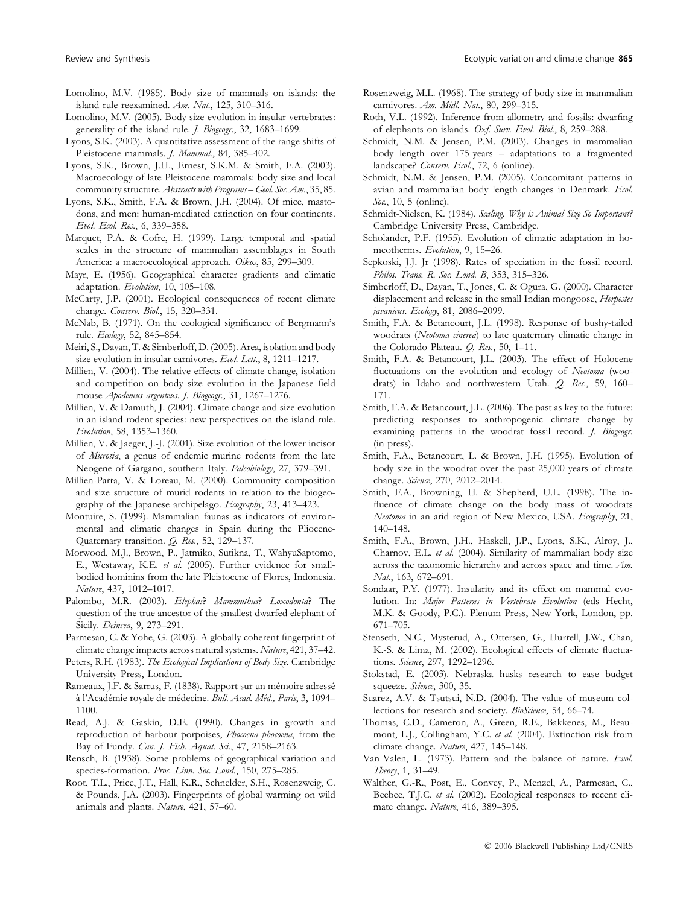Lomolino, M.V. (1985). Body size of mammals on islands: the island rule reexamined. *Am. Nat.*, 125, 310–316.

Lomolino, M.V. (2005). Body size evolution in insular vertebrates: generality of the island rule. *J. Biogeogr.*, 32, 1683–1699.

Lyons, S.K. (2003). A quantitative assessment of the range shifts of Pleistocene mammals. *J. Mammal.*, 84, 385–402.

Lyons, S.K., Brown, J.H., Ernest, S.K.M. & Smith, F.A. (2003). Macroecology of late Pleistocene mammals: body size and local community structure. *Abstracts with Programs – Geol. Soc. Am.*, 35, 85.

Lyons, S.K., Smith, F.A. & Brown, J.H. (2004). Of mice, mastodons, and men: human-mediated extinction on four continents. *Evol. Ecol. Res.*, 6, 339–358.

Marquet, P.A. & Cofre, H. (1999). Large temporal and spatial scales in the structure of mammalian assemblages in South America: a macroecological approach. *Oikos*, 85, 299–309.

Mayr, E. (1956). Geographical character gradients and climatic adaptation. *Evolution*, 10, 105–108.

McCarty, J.P. (2001). Ecological consequences of recent climate change. *Conserv. Biol.*, 15, 320–331.

McNab, B. (1971). On the ecological significance of Bergmann's rule. *Ecology*, 52, 845–854.

Meiri, S., Dayan, T. & Simberloff, D. (2005). Area, isolation and body size evolution in insular carnivores. *Ecol. Lett.*, 8, 1211–1217.

Millien, V. (2004). The relative effects of climate change, isolation and competition on body size evolution in the Japanese field mouse *Apodemus argenteus*. *J. Biogeogr.*, 31, 1267–1276.

Millien, V. & Damuth, J. (2004). Climate change and size evolution in an island rodent species: new perspectives on the island rule. *Evolution*, 58, 1353–1360.

Millien, V. & Jaeger, J.-J. (2001). Size evolution of the lower incisor of *Microtia*, a genus of endemic murine rodents from the late Neogene of Gargano, southern Italy. *Paleobiology*, 27, 379–391.

Millien-Parra, V. & Loreau, M. (2000). Community composition and size structure of murid rodents in relation to the biogeography of the Japanese archipelago. *Ecography*, 23, 413–423.

Montuire, S. (1999). Mammalian faunas as indicators of environmental and climatic changes in Spain during the Pliocene-Quaternary transition. *Q. Res.*, 52, 129–137.

Morwood, M.J., Brown, P., Jatmiko, Sutikna, T., WahyuSaptomo, E., Westaway, K.E. *et al.* (2005). Further evidence for small-bodied hominins from the late Pleistocene of Flores, Indonesia. *Nature*, 437, 1012–1017.

Palombo, M.R. (2003). *Elephas*? *Mammuthus*? *Loxodonta*? The question of the true ancestor of the smallest dwarfed elephant of Sicily. *Deinsea*, 9, 273–291.

Parmesan, C. & Yohe, G. (2003). A globally coherent fingerprint of climate change impacts across natural systems. *Nature*, 421, 37–42.

Peters, R.H. (1983). *The Ecological Implications of Body Size*. Cambridge University Press, London.

Rameaux, J.F. & Sarrus, F. (1838). Rapport sur un mémoire adressé à l'Académie royale de médecine. *Bull. Acad. Méd., Paris*, 3, 1094–1100.

Read, A.J. & Gaskin, D.E. (1990). Changes in growth and reproduction of harbour porpoises, *Phocoena phocoena*, from the Bay of Fundy. *Can. J. Fish. Aquat. Sci.*, 47, 2158–2163.

Rensch, B. (1938). Some problems of geographical variation and species-formation. *Proc. Linn. Soc. Lond.*, 150, 275–285.

Root, T.L., Price, J.T., Hall, K.R., Schnelder, S.H., Rosenzweig, C. & Pounds, J.A. (2003). Fingerprints of global warming on wild animals and plants. *Nature*, 421, 57–60.

Rosenzweig, M.L. (1968). The strategy of body size in mammalian carnivores. *Am. Midl. Nat.*, 80, 299–315.

Roth, V.L. (1992). Inference from allometry and fossils: dwarfing of elephants on islands. *Oxf. Surv. Evol. Biol.*, 8, 259–288.

Schmidt, N.M. & Jensen, P.M. (2003). Changes in mammalian body length over 175 years – adaptations to a fragmented landscape? *Conserv. Ecol.*, 72, 6 (online).

Schmidt, N.M. & Jensen, P.M. (2005). Concomitant patterns in avian and mammalian body length changes in Denmark. *Ecol. Soc.*, 10, 5 (online).

Schmidt-Nielsen, K. (1984). *Scaling. Why is Animal Size So Important?* Cambridge University Press, Cambridge.

Scholander, P.F. (1955). Evolution of climatic adaptation in homeotherms. *Evolution*, 9, 15–26.

Sepkoski, J.J. Jr (1998). Rates of speciation in the fossil record. *Philos. Trans. R. Soc. Lond. B*, 353, 315–326.

Simberloff, D., Dayan, T., Jones, C. & Ogura, G. (2000). Character displacement and release in the small Indian mongoose, *Herpestes javanicus*. *Ecology*, 81, 2086–2099.

Smith, F.A. & Betancourt, J.L. (1998). Response of bushy-tailed woodrats (*Neotoma cinerea*) to late quaternary climatic change in the Colorado Plateau. *Q. Res.*, 50, 1–11.

Smith, F.A. & Betancourt, J.L. (2003). The effect of Holocene fluctuations on the evolution and ecology of *Neotoma* (woodrats) in Idaho and northwestern Utah. *Q. Res.*, 59, 160–171.

Smith, F.A. & Betancourt, J.L. (2006). The past as key to the future: predicting responses to anthropogenic climate change by examining patterns in the woodrat fossil record. *J. Biogeogr.* (in press).

Smith, F.A., Betancourt, L. & Brown, J.H. (1995). Evolution of body size in the woodrat over the past 25,000 years of climate change. *Science*, 270, 2012–2014.

Smith, F.A., Browning, H. & Shepherd, U.L. (1998). The influence of climate change on the body mass of woodrats *Neotoma* in an arid region of New Mexico, USA. *Ecography*, 21, 140–148.

Smith, F.A., Brown, J.H., Haskell, J.P., Lyons, S.K., Alroy, J., Charnov, E.L. *et al.* (2004). Similarity of mammalian body size across the taxonomic hierarchy and across space and time. *Am. Nat.*, 163, 672–691.

Sondaar, P.Y. (1977). Insularity and its effect on mammal evolution. In: *Major Patterns in Vertebrate Evolution* (eds Hecht, M.K. & Goody, P.C.). Plenum Press, New York, London, pp. 671–705.

Stenseth, N.C., Mysterud, A., Ottersen, G., Hurrell, J.W., Chan, K.-S. & Lima, M. (2002). Ecological effects of climate fluctuations. *Science*, 297, 1292–1296.

Stokstad, E. (2003). Nebraska husks research to ease budget squeeze. *Science*, 300, 35.

Suarez, A.V. & Tsutsui, N.D. (2004). The value of museum collections for research and society. *BioScience*, 54, 66–74.

Thomas, C.D., Cameron, A., Green, R.E., Bakkenes, M., Beaumont, L.J., Collingham, Y.C. *et al.* (2004). Extinction risk from climate change. *Nature*, 427, 145–148.

Van Valen, L. (1973). Pattern and the balance of nature. *Evol. Theory*, 1, 31–49.

Walther, G.-R., Post, E., Convey, P., Menzel, A., Parmesan, C., Beebee, T.J.C. *et al.* (2002). Ecological responses to recent climate change. *Nature*, 416, 389–395.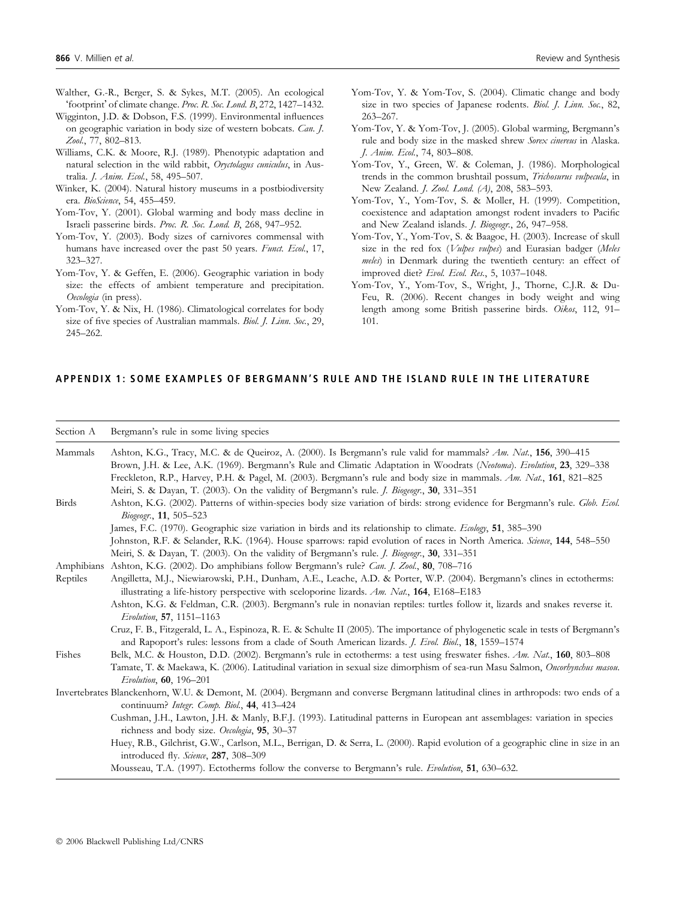Walther, G.-R., Berger, S. & Sykes, M.T. (2005). An ecological 'footprint' of climate change. *Proc. R. Soc. Lond. B*, 272, 1427–1432.

Wigginton, J.D. & Dobson, F.S. (1999). Environmental influences on geographic variation in body size of western bobcats. *Can. J. Zool.*, 77, 802–813.

Williams, C.K. & Moore, R.J. (1989). Phenotypic adaptation and natural selection in the wild rabbit, *Oryctolagus cuniculus*, in Australia. *J. Anim. Ecol.*, 58, 495–507.

Winker, K. (2004). Natural history museums in a postbiodiversity era. *BioScience*, 54, 455–459.

Yom-Tov, Y. (2001). Global warming and body mass decline in Israeli passerine birds. *Proc. R. Soc. Lond. B*, 268, 947–952.

Yom-Tov, Y. (2003). Body sizes of carnivores commensal with humans have increased over the past 50 years. *Funct. Ecol.*, 17, 323–327.

Yom-Tov, Y. & Geffen, E. (2006). Geographic variation in body size: the effects of ambient temperature and precipitation. *Oecologia* (in press).

Yom-Tov, Y. & Nix, H. (1986). Climatological correlates for body size of five species of Australian mammals. *Biol. J. Linn. Soc.*, 29, 245–262.

Yom-Tov, Y. & Yom-Tov, S. (2004). Climatic change and body size in two species of Japanese rodents. *Biol. J. Linn. Soc.*, 82, 263–267.

Yom-Tov, Y. & Yom-Tov, J. (2005). Global warming, Bergmann's rule and body size in the masked shrew *Sorex cinereus* in Alaska. *J. Anim. Ecol.*, 74, 803–808.

Yom-Tov, Y., Green, W. & Coleman, J. (1986). Morphological trends in the common brushtail possum, *Trichosurus vulpecula*, in New Zealand. *J. Zool. Lond. (A)*, 208, 583–593.

Yom-Tov, Y., Yom-Tov, S. & Moller, H. (1999). Competition, coexistence and adaptation amongst rodent invaders to Pacific and New Zealand islands. *J. Biogeogr.*, 26, 947–958.

Yom-Tov, Y., Yom-Tov, S. & Baagoe, H. (2003). Increase of skull size in the red fox (*Vulpes vulpes*) and Eurasian badger (*Meles meles*) in Denmark during the twentieth century: an effect of improved diet? *Evol. Ecol. Res.*, 5, 1037–1048.

Yom-Tov, Y., Yom-Tov, S., Wright, J., Thorne, C.J.R. & Du-Feu, R. (2006). Recent changes in body weight and wing length among some British passerine birds. *Oikos*, 112, 91–101.

## APPENDIX 1: SOME EXAMPLES OF BERGMANN'S RULE AND THE ISLAND RULE IN THE LITERATURE

| Section A | Bergmann's rule in some living species |
|---|---|
| Mammals | Ashton, K.G., Tracy, M.C. & de Queiroz, A. (2000). Is Bergmann's rule valid for mammals? *Am. Nat.*, **156**, 390–415 |
| | Brown, J.H. & Lee, A.K. (1969). Bergmann's Rule and Climatic Adaptation in Woodrats (*Neotoma*). *Evolution*, **23**, 329–338 |
| | Freckleton, R.P., Harvey, P.H. & Pagel, M. (2003). Bergmann's rule and body size in mammals. *Am. Nat.*, **161**, 821–825 |
| | Meiri, S. & Dayan, T. (2003). On the validity of Bergmann's rule. *J. Biogeogr.*, **30**, 331–351 |
| Birds | Ashton, K.G. (2002). Patterns of within-species body size variation of birds: strong evidence for Bergmann's rule. *Glob. Ecol. Biogeogr.*, **11**, 505–523 |
| | James, F.C. (1970). Geographic size variation in birds and its relationship to climate. *Ecology*, **51**, 385–390 |
| | Johnston, R.F. & Selander, R.K. (1964). House sparrows: rapid evolution of races in North America. *Science*, **144**, 548–550 |
| | Meiri, S. & Dayan, T. (2003). On the validity of Bergmann's rule. *J. Biogeogr.*, **30**, 331–351 |
| Amphibians | Ashton, K.G. (2002). Do amphibians follow Bergmann's rule? *Can. J. Zool.*, **80**, 708–716 |
| Reptiles | Angilletta, M.J., Niewiarowski, P.H., Dunham, A.E., Leache, A.D. & Porter, W.P. (2004). Bergmann's clines in ectotherms: illustrating a life-history perspective with sceloporine lizards. *Am. Nat.*, **164**, E168–E183 |
| | Ashton, K.G. & Feldman, C.R. (2003). Bergmann's rule in nonavian reptiles: turtles follow it, lizards and snakes reverse it. *Evolution*, **57**, 1151–1163 |
| | Cruz, F. B., Fitzgerald, L. A., Espinoza, R. E. & Schulte II (2005). The importance of phylogenetic scale in tests of Bergmann's and Rapoport's rules: lessons from a clade of South American lizards. *J. Evol. Biol.*, **18**, 1559–1574 |
| Fishes | Belk, M.C. & Houston, D.D. (2002). Bergmann's rule in ectotherms: a test using freswater fishes. *Am. Nat.*, **160**, 803–808 |
| | Tamate, T. & Maekawa, K. (2006). Latitudinal variation in sexual size dimorphism of sea-run Masu Salmon, *Oncorhynchus masou*. *Evolution*, **60**, 196–201 |
| Invertebrates | Blanckenhorn, W.U. & Demont, M. (2004). Bergmann and converse Bergmann latitudinal clines in arthropods: two ends of a continuum? *Integr. Comp. Biol.*, **44**, 413–424 |
| | Cushman, J.H., Lawton, J.H. & Manly, B.F.J. (1993). Latitudinal patterns in European ant assemblages: variation in species richness and body size. *Oecologia*, **95**, 30–37 |
| | Huey, R.B., Gilchrist, G.W., Carlson, M.L., Berrigan, D. & Serra, L. (2000). Rapid evolution of a geographic cline in size in an introduced fly. *Science*, **287**, 308–309 |
| | Mousseau, T.A. (1997). Ectotherms follow the converse to Bergmann's rule. *Evolution*, **51**, 630–632. |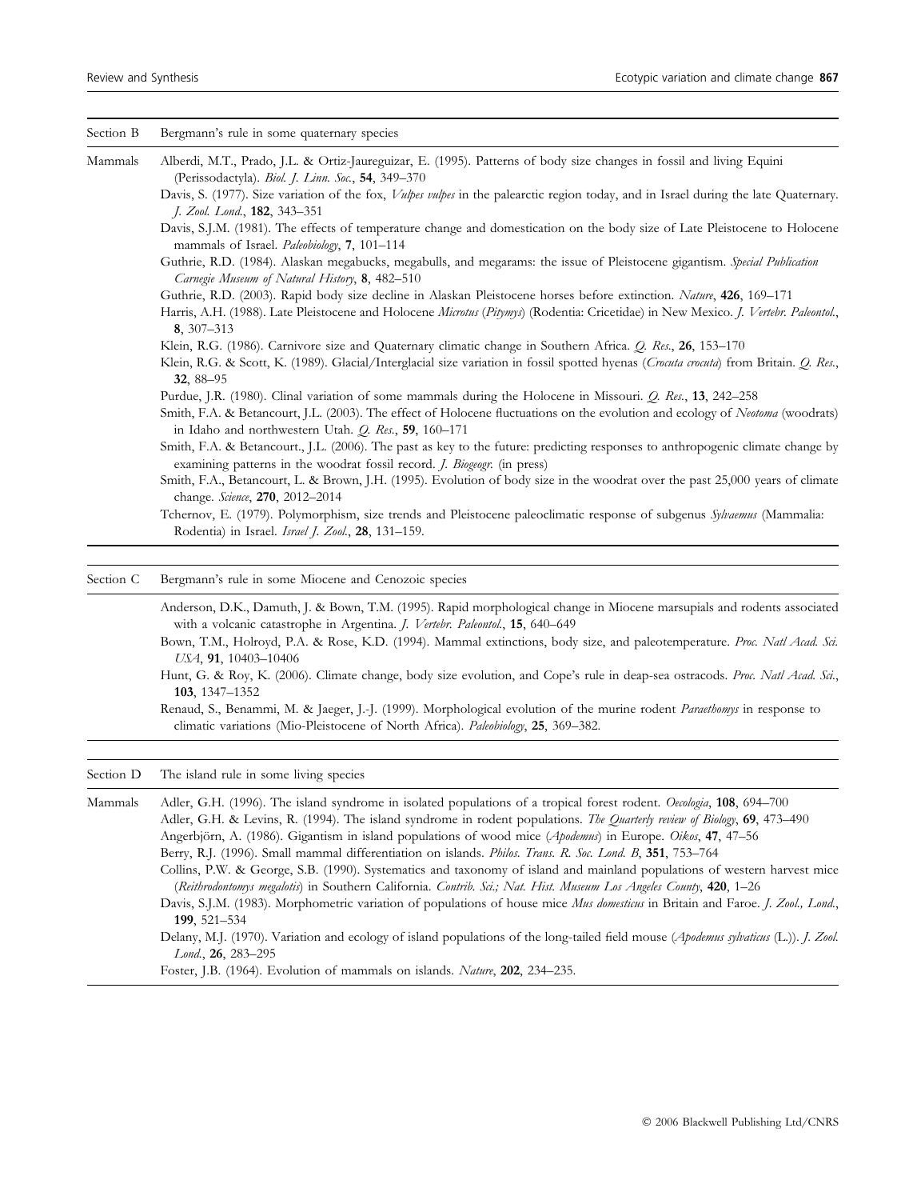| Section B | Bergmann's rule in some quaternary species |
|---|---|
| Mammals | Alberdi, M.T., Prado, J.L. & Ortiz-Jaureguizar, E. (1995). Patterns of body size changes in fossil and living Equini (Perissodactyla). *Biol. J. Linn. Soc.*, **54**, 349–370 |
| | Davis, S. (1977). Size variation of the fox, *Vulpes vulpes* in the palearctic region today, and in Israel during the late Quaternary. *J. Zool. Lond.*, **182**, 343–351 |
| | Davis, S.J.M. (1981). The effects of temperature change and domestication on the body size of Late Pleistocene to Holocene mammals of Israel. *Paleobiology*, **7**, 101–114 |
| | Guthrie, R.D. (1984). Alaskan megabucks, megabulls, and megarams: the issue of Pleistocene gigantism. *Special Publication Carnegie Museum of Natural History*, **8**, 482–510 |
| | Guthrie, R.D. (2003). Rapid body size decline in Alaskan Pleistocene horses before extinction. *Nature*, **426**, 169–171 |
| | Harris, A.H. (1988). Late Pleistocene and Holocene *Microtus* (*Pitymys*) (Rodentia: Cricetidae) in New Mexico. *J. Vertebr. Paleontol.*, **8**, 307–313 |
| | Klein, R.G. (1986). Carnivore size and Quaternary climatic change in Southern Africa. *Q. Res.*, **26**, 153–170 |
| | Klein, R.G. & Scott, K. (1989). Glacial/Interglacial size variation in fossil spotted hyenas (*Crocuta crocuta*) from Britain. *Q. Res.*, **32**, 88–95 |
| | Purdue, J.R. (1980). Clinal variation of some mammals during the Holocene in Missouri. *Q. Res.*, **13**, 242–258 |
| | Smith, F.A. & Betancourt, J.L. (2003). The effect of Holocene fluctuations on the evolution and ecology of *Neotoma* (woodrats) in Idaho and northwestern Utah. *Q. Res.*, **59**, 160–171 |
| | Smith, F.A. & Betancourt., J.L. (2006). The past as key to the future: predicting responses to anthropogenic climate change by examining patterns in the woodrat fossil record. *J. Biogeogr.* (in press) |
| | Smith, F.A., Betancourt, L. & Brown, J.H. (1995). Evolution of body size in the woodrat over the past 25,000 years of climate change. *Science*, **270**, 2012–2014 |
| | Tchernov, E. (1979). Polymorphism, size trends and Pleistocene paleoclimatic response of subgenus *Sylvaemus* (Mammalia: Rodentia) in Israel. *Israel J. Zool.*, **28**, 131–159. |

| Section C | Bergmann's rule in some Miocene and Cenozoic species |
|---|---|
| | Anderson, D.K., Damuth, J. & Bown, T.M. (1995). Rapid morphological change in Miocene marsupials and rodents associated with a volcanic catastrophe in Argentina. *J. Vertebr. Paleontol.*, **15**, 640–649 |
| | Bown, T.M., Holroyd, P.A. & Rose, K.D. (1994). Mammal extinctions, body size, and paleotemperature. *Proc. Natl Acad. Sci. USA*, **91**, 10403–10406 |
| | Hunt, G. & Roy, K. (2006). Climate change, body size evolution, and Cope's rule in deap-sea ostracods. *Proc. Natl Acad. Sci.*, **103**, 1347–1352 |
| | Renaud, S., Benammi, M. & Jaeger, J.-J. (1999). Morphological evolution of the murine rodent *Paraethomys* in response to climatic variations (Mio-Pleistocene of North Africa). *Paleobiology*, **25**, 369–382. |

| Section D | The island rule in some living species |
|---|---|
| Mammals | Adler, G.H. (1996). The island syndrome in isolated populations of a tropical forest rodent. *Oecologia*, **108**, 694–700 |
| | Adler, G.H. & Levins, R. (1994). The island syndrome in rodent populations. *The Quarterly review of Biology*, **69**, 473–490 |
| | Angerbjörn, A. (1986). Gigantism in island populations of wood mice (*Apodemus*) in Europe. *Oikos*, **47**, 47–56 |
| | Berry, R.J. (1996). Small mammal differentiation on islands. *Philos. Trans. R. Soc. Lond. B*, **351**, 753–764 |
| | Collins, P.W. & George, S.B. (1990). Systematics and taxonomy of island and mainland populations of western harvest mice (*Reithrodontomys megalotis*) in Southern California. *Contrib. Sci.; Nat. Hist. Museum Los Angeles County*, **420**, 1–26 |
| | Davis, S.J.M. (1983). Morphometric variation of populations of house mice *Mus domesticus* in Britain and Faroe. *J. Zool., Lond.*, **199**, 521–534 |
| | Delany, M.J. (1970). Variation and ecology of island populations of the long-tailed field mouse (*Apodemus sylvaticus* (L.)). *J. Zool. Lond.*, **26**, 283–295 |
| | Foster, J.B. (1964). Evolution of mammals on islands. *Nature*, **202**, 234–235. |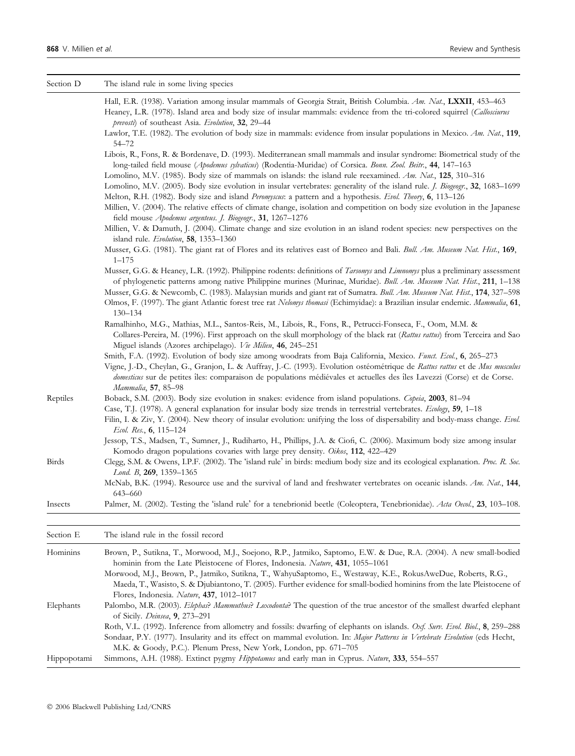| Section D | The island rule in some living species |
|---|---|
| | Hall, E.R. (1938). Variation among insular mammals of Georgia Strait, British Columbia. *Am. Nat.*, **LXXII**, 453–463 |
| | Heaney, L.R. (1978). Island area and body size of insular mammals: evidence from the tri-colored squirrel (*Callosciurus prevosti*) of southeast Asia. *Evolution*, **32**, 29–44 |
| | Lawlor, T.E. (1982). The evolution of body size in mammals: evidence from insular populations in Mexico. *Am. Nat.*, **119**, 54–72 |
| | Libois, R., Fons, R. & Bordenave, D. (1993). Mediterranean small mammals and insular syndrome: Biometrical study of the long-tailed field mouse (*Apodemus sylvaticus*) (Rodentia-Muridae) of Corsica. *Bonn. Zool. Beitr.*, **44**, 147–163 |
| | Lomolino, M.V. (1985). Body size of mammals on islands: the island rule reexamined. *Am. Nat.*, **125**, 310–316 |
| | Lomolino, M.V. (2005). Body size evolution in insular vertebrates: generality of the island rule. *J. Biogeogr.*, **32**, 1683–1699 |
| | Melton, R.H. (1982). Body size and island *Peromyscus*: a pattern and a hypothesis. *Evol. Theory*, **6**, 113–126 |
| | Millien, V. (2004). The relative effects of climate change, isolation and competition on body size evolution in the Japanese field mouse *Apodemus argenteus*. *J. Biogeogr.*, **31**, 1267–1276 |
| | Millien, V. & Damuth, J. (2004). Climate change and size evolution in an island rodent species: new perspectives on the island rule. *Evolution*, **58**, 1353–1360 |
| | Musser, G.G. (1981). The giant rat of Flores and its relatives east of Borneo and Bali. *Bull. Am. Museum Nat. Hist.*, **169**, 1–175 |
| | Musser, G.G. & Heaney, L.R. (1992). Philippine rodents: definitions of *Tarsomys* and *Limnomys* plus a preliminary assessment of phylogenetic patterns among native Philippine murines (Murinae, Muridae). *Bull. Am. Museum Nat. Hist.*, **211**, 1–138 |
| | Musser, G.G. & Newcomb, C. (1983). Malaysian murids and giant rat of Sumatra. *Bull. Am. Museum Nat. Hist.*, **174**, 327–598 |
| | Olmos, F. (1997). The giant Atlantic forest tree rat *Nelomys thomasi* (Echimyidae): a Brazilian insular endemic. *Mammalia*, **61**, 130–134 |
| | Ramalhinho, M.G., Mathias, M.L., Santos-Reis, M., Libois, R., Fons, R., Petrucci-Fonseca, F., Oom, M.M. & Collares-Pereira, M. (1996). First approach on the skull morphology of the black rat (*Rattus rattus*) from Terceira and Sao Miguel islands (Azores archipelago). *Vie Milieu*, **46**, 245–251 |
| | Smith, F.A. (1992). Evolution of body size among woodrats from Baja California, Mexico. *Funct. Ecol.*, **6**, 265–273 |
| | Vigne, J.-D., Cheylan, G., Granjon, L. & Auffray, J.-C. (1993). Evolution ostéométrique de *Rattus rattus* et de *Mus musculus domesticus* sur de petites îles: comparaison de populations médiévales et actuelles des îles Lavezzi (Corse) et de Corse. *Mammalia*, **57**, 85–98 |
| Reptiles | Boback, S.M. (2003). Body size evolution in snakes: evidence from island populations. *Copeia*, **2003**, 81–94 |
| | Case, T.J. (1978). A general explanation for insular body size trends in terrestrial vertebrates. *Ecology*, **59**, 1–18 |
| | Filin, I. & Ziv, Y. (2004). New theory of insular evolution: unifying the loss of dispersability and body-mass change. *Evol. Ecol. Res.*, **6**, 115–124 |
| | Jessop, T.S., Madsen, T., Sumner, J., Rudiharto, H., Phillips, J.A. & Ciofi, C. (2006). Maximum body size among insular Komodo dragon populations covaries with large prey density. *Oikos*, **112**, 422–429 |
| Birds | Clegg, S.M. & Owens, I.P.F. (2002). The 'island rule' in birds: medium body size and its ecological explanation. *Proc. R. Soc. Lond. B*, **269**, 1359–1365 |
| | McNab, B.K. (1994). Resource use and the survival of land and freshwater vertebrates on oceanic islands. *Am. Nat.*, **144**, 643–660 |
| Insects | Palmer, M. (2002). Testing the 'island rule' for a tenebrionid beetle (Coleoptera, Tenebrionidae). *Acta Oecol.*, **23**, 103–108. |

| Section E | The island rule in the fossil record |
|---|---|
| Hominins | Brown, P., Sutikna, T., Morwood, M.J., Soejono, R.P., Jatmiko, Saptomo, E.W. & Due, R.A. (2004). A new small-bodied hominin from the Late Pleistocene of Flores, Indonesia. *Nature*, **431**, 1055–1061 |
| | Morwood, M.J., Brown, P., Jatmiko, Sutikna, T., WahyuSaptomo, E., Westaway, K.E., RokusAweDue, Roberts, R.G., Maeda, T., Wasisto, S. & Djubiantono, T. (2005). Further evidence for small-bodied hominins from the late Pleistocene of Flores, Indonesia. *Nature*, **437**, 1012–1017 |
| Elephants | Palombo, M.R. (2003). *Elephas*? *Mammuthus*? *Loxodonta*? The question of the true ancestor of the smallest dwarfed elephant of Sicily. *Deinsea*, **9**, 273–291 |
| | Roth, V.L. (1992). Inference from allometry and fossils: dwarfing of elephants on islands. *Oxf. Surv. Evol. Biol.*, **8**, 259–288 |
| | Sondaar, P.Y. (1977). Insularity and its effect on mammal evolution. In: *Major Patterns in Vertebrate Evolution* (eds Hecht, M.K. & Goody, P.C.). Plenum Press, New York, London, pp. 671–705 |
| Hippopotami | Simmons, A.H. (1988). Extinct pygmy *Hippotamus* and early man in Cyprus. *Nature*, **333**, 554–557 |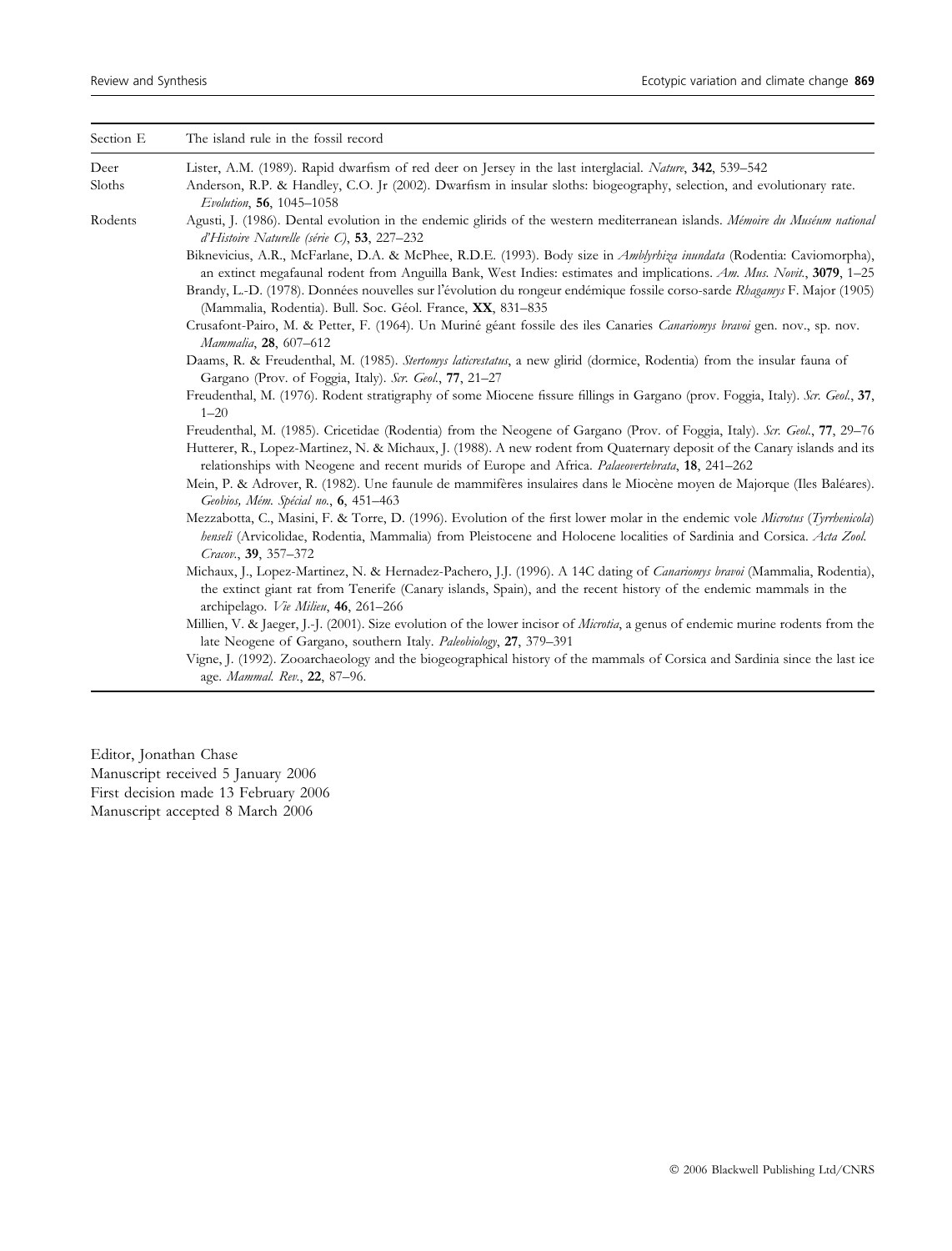| Section E | The island rule in the fossil record |
|---|---|
| Deer | Lister, A.M. (1989). Rapid dwarfism of red deer on Jersey in the last interglacial. *Nature*, **342**, 539–542 |
| Sloths | Anderson, R.P. & Handley, C.O. Jr (2002). Dwarfism in insular sloths: biogeography, selection, and evolutionary rate. *Evolution*, **56**, 1045–1058 |
| Rodents | Agusti, J. (1986). Dental evolution in the endemic glirids of the western mediterranean islands. *Mémoire du Muséum national d'Histoire Naturelle (série C)*, **53**, 227–232 |
| | Biknevicius, A.R., McFarlane, D.A. & McPhee, R.D.E. (1993). Body size in *Amblyrhiza inundata* (Rodentia: Caviomorpha), an extinct megafaunal rodent from Anguilla Bank, West Indies: estimates and implications. *Am. Mus. Novit.*, **3079**, 1–25 |
| | Brandy, L.-D. (1978). Données nouvelles sur l'évolution du rongeur endémique fossile corso-sarde *Rhagamys* F. Major (1905) (Mammalia, Rodentia). Bull. Soc. Géol. France, **XX**, 831–835 |
| | Crusafont-Pairo, M. & Petter, F. (1964). Un Muriné géant fossile des iles Canaries *Canariomys bravoi* gen. nov., sp. nov. *Mammalia*, **28**, 607–612 |
| | Daams, R. & Freudenthal, M. (1985). *Stertomys laticrestatus*, a new glirid (dormice, Rodentia) from the insular fauna of Gargano (Prov. of Foggia, Italy). *Scr. Geol.*, **77**, 21–27 |
| | Freudenthal, M. (1976). Rodent stratigraphy of some Miocene fissure fillings in Gargano (prov. Foggia, Italy). *Scr. Geol.*, **37**, 1–20 |
| | Freudenthal, M. (1985). Cricetidae (Rodentia) from the Neogene of Gargano (Prov. of Foggia, Italy). *Scr. Geol.*, **77**, 29–76 |
| | Hutterer, R., Lopez-Martinez, N. & Michaux, J. (1988). A new rodent from Quaternary deposit of the Canary islands and its relationships with Neogene and recent murids of Europe and Africa. *Palaeovertebrata*, **18**, 241–262 |
| | Mein, P. & Adrover, R. (1982). Une faunule de mammifères insulaires dans le Miocène moyen de Majorque (Iles Baléares). *Geobios, Mém. Spécial no.*, **6**, 451–463 |
| | Mezzabotta, C., Masini, F. & Torre, D. (1996). Evolution of the first lower molar in the endemic vole *Microtus* (*Tyrrhenicola*) *henseli* (Arvicolidae, Rodentia, Mammalia) from Pleistocene and Holocene localities of Sardinia and Corsica. *Acta Zool. Cracov.*, **39**, 357–372 |
| | Michaux, J., Lopez-Martinez, N. & Hernadez-Pachero, J.J. (1996). A 14C dating of *Canariomys bravoi* (Mammalia, Rodentia), the extinct giant rat from Tenerife (Canary islands, Spain), and the recent history of the endemic mammals in the archipelago. *Vie Milieu*, **46**, 261–266 |
| | Millien, V. & Jaeger, J.-J. (2001). Size evolution of the lower incisor of *Microtia*, a genus of endemic murine rodents from the late Neogene of Gargano, southern Italy. *Paleobiology*, **27**, 379–391 |
| | Vigne, J. (1992). Zooarchaeology and the biogeographical history of the mammals of Corsica and Sardinia since the last ice age. *Mammal. Rev.*, **22**, 87–96. |

Editor, Jonathan Chase
Manuscript received 5 January 2006
First decision made 13 February 2006
Manuscript accepted 8 March 2006